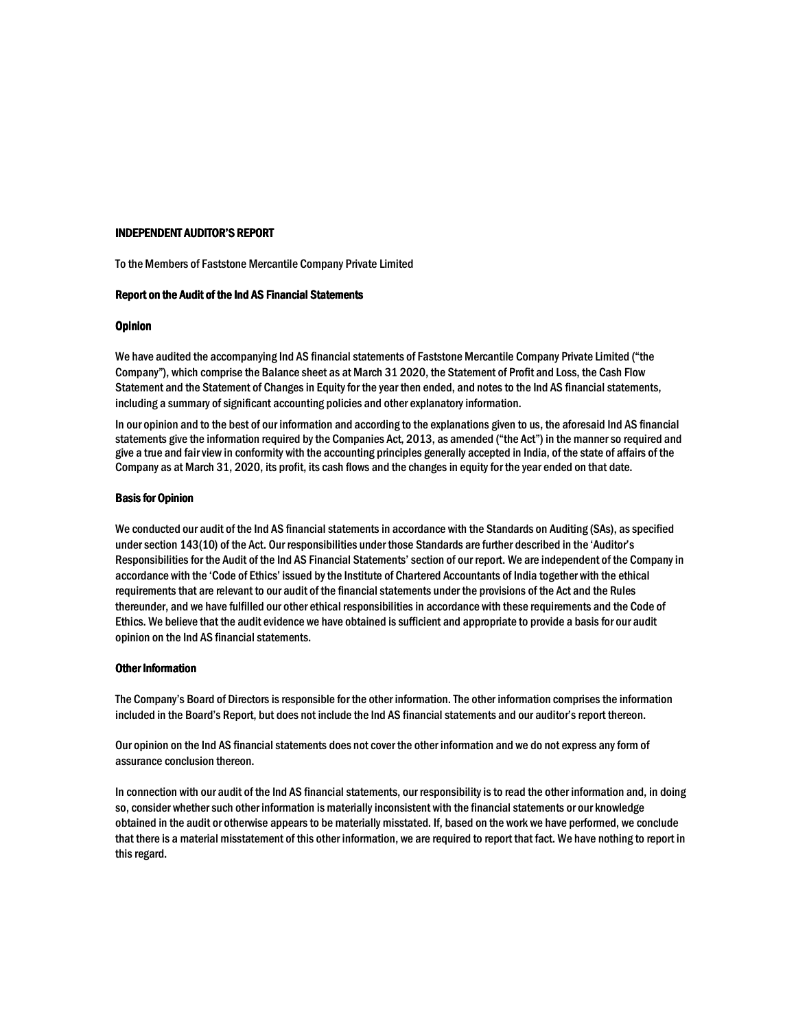# INDEPENDENT AUDITOR'S REPORT

To the Members of Faststone Mercantile Company Private Limited

## Report on the Audit of the Ind AS Financial Statements

### Opinion

We have audited the accompanying Ind AS financial statements of Faststone Mercantile Company Private Limited ("the Company"), which comprise the Balance sheet as at March 31 2020, the Statement of Profit and Loss, the Cash Flow Statement and the Statement of Changes in Equity for the year then ended, and notes to the Ind AS financial statements, including a summary of significant accounting policies and other explanatory information.

In our opinion and to the best of our information and according to the explanations given to us, the aforesaid Ind AS financial statements give the information required by the Companies Act, 2013, as amended ("the Act") in the manner so required and give a true and fair view in conformity with the accounting principles generally accepted in India, of the state of affairs of the Company as at March 31, 2020, its profit, its cash flows and the changes in equity for the year ended on that date.

### Basis for Opinion

We conducted our audit of the Ind AS financial statements in accordance with the Standards on Auditing (SAs), as specified under section 143(10) of the Act. Our responsibilities under those Standards are further described in the 'Auditor's Responsibilities for the Audit of the Ind AS Financial Statements' section of our report. We are independent of the Company in accordance with the 'Code of Ethics' issued by the Institute of Chartered Accountants of India together with the ethical requirements that are relevant to our audit of the financial statements under the provisions of the Act and the Rules thereunder, and we have fulfilled our other ethical responsibilities in accordance with these requirements and the Code of Ethics. We believe that the audit evidence we have obtained is sufficient and appropriate to provide a basis for our audit opinion on the Ind AS financial statements.

### Other Information

The Company's Board of Directors is responsible for the other information. The other information comprises the information included in the Board's Report, but does not include the Ind AS financial statements and our auditor's report thereon.

Our opinion on the Ind AS financial statements does not cover the other information and we do not express any form of assurance conclusion thereon.

In connection with our audit of the Ind AS financial statements, our responsibility is to read the other information and, in doing so, consider whether such other information is materially inconsistent with the financial statements or our knowledge obtained in the audit or otherwise appears to be materially misstated. If, based on the work we have performed, we conclude that there is a material misstatement of this other information, we are required to report that fact. We have nothing to report in this regard.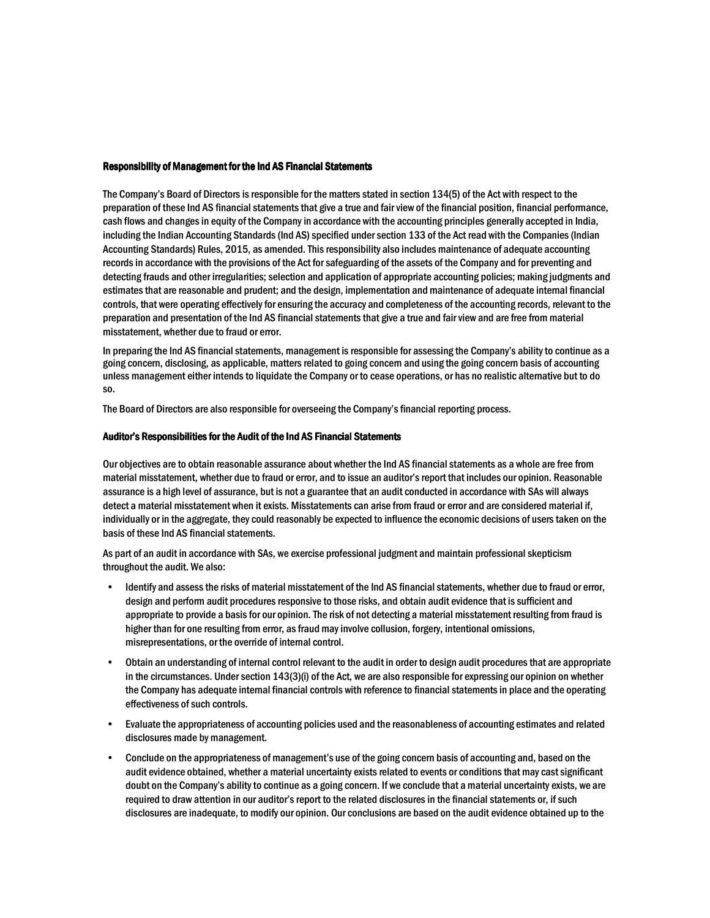#### Responsibility of Management for the Ind AS Financial Statements

The Company's Board of Directors is responsible for the matters stated in section 134(5) of the Act with respect to the preparation of these Ind AS financial statements that give a true and fair view of the financial position, financial performance, cash flows and changes in equity of the Company in accordance with the accounting principles generally accepted in India, including the Indian Accounting Standards (Ind AS) specified under section 133 of the Act read with the Companies (Indian Accounting Standards) Rules, 2015, as amended. This responsibility also includes maintenance of adequate accounting records in accordance with the provisions of the Act for safeguarding of the assets of the Company and for preventing and detecting frauds and other irregularities; selection and application of appropriate accounting policies; making judgments and estimates that are reasonable and prudent; and the design, implementation and maintenance of adequate internal financial controls, that were operating effectively for ensuring the accuracy and completeness of the accounting records, relevant to the preparation and presentation of the Ind AS financial statements that give a true and fair view and are free from material misstatement, whether due to fraud or error.

In preparing the Ind AS financial statements, management is responsible for assessing the Company's ability to continue as a going concern, disclosing, as applicable, matters related to going concern and using the going concern basis of accounting unless management either intends to liquidate the Company or to cease operations, or has no realistic alternative but to do so.

The Board of Directors are also responsible for overseeing the Company's financial reporting process.

#### Auditor's Responsibilities for the Audit of the Ind AS Financial Statements

Our objectives are to obtain reasonable assurance about whether the Ind AS financial statements as a whole are free from material misstatement, whether due to fraud or error, and to issue an auditor's report that includes our opinion. Reasonable assurance is a high level of assurance, but is not a guarantee that an audit conducted in accordance with SAs will always detect a material misstatement when it exists. Misstatements can arise from fraud or error and are considered material if, individually or in the aggregate, they could reasonably be expected to influence the economic decisions of users taken on the basis of these Ind AS financial statements.

As part of an audit in accordance with SAs, we exercise professional judgment and maintain professional skepticism throughout the audit. We also:

- Identify and assess the risks of material misstatement of the Ind AS financial statements, whether due to fraud or error, design and perform audit procedures responsive to those risks, and obtain audit evidence that is sufficient and appropriate to provide a basis for our opinion. The risk of not detecting a material misstatement resulting from fraud is higher than for one resulting from error, as fraud may involve collusion, forgery, intentional omissions, misrepresentations, or the override of internal control.
- Obtain an understanding of internal control relevant to the audit in order to design audit procedures that are appropriate in the circumstances. Under section 143(3)(i) of the Act, we are also responsible for expressing our opinion on whether the Company has adequate internal financial controls with reference to financial statements in place and the operating effectiveness of such controls.
- Evaluate the appropriateness of accounting policies used and the reasonableness of accounting estimates and related disclosures made by management.
- Conclude on the appropriateness of management's use of the going concern basis of accounting and, based on the audit evidence obtained, whether a material uncertainty exists related to events or conditions that may cast significant doubt on the Company's ability to continue as a going concern. If we conclude that a material uncertainty exists, we are required to draw attention in our auditor's report to the related disclosures in the financial statements or, if such disclosures are inadequate, to modify our opinion. Our conclusions are based on the audit evidence obtained up to the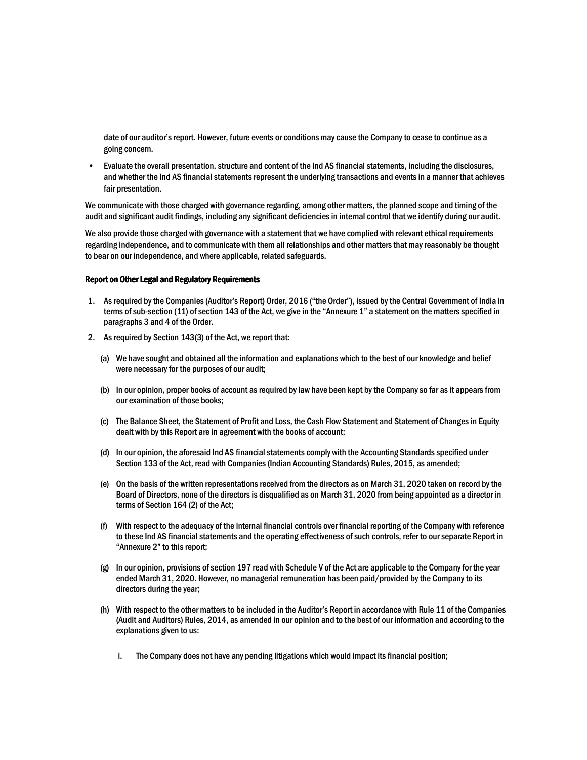date of our auditor's report. However, future events or conditions may cause the Company to cease to continue as a going concern.

- Evaluate the overall presentation, structure and content of the Ind AS financial statements, including the disclosures, and whether the Ind AS financial statements represent the underlying transactions and events in a manner that achieves fair presentation.

We communicate with those charged with governance regarding, among other matters, the planned scope and timing of the audit and significant audit findings, including any significant deficiencies in internal control that we identify during our audit.

We also provide those charged with governance with a statement that we have complied with relevant ethical requirements regarding independence, and to communicate with them all relationships and other matters that may reasonably be thought to bear on our independence, and where applicable, related safeguards.

**Report on Other Legal and Regulatory Requirements**

1. As required by the Companies (Auditor's Report) Order, 2016 ("the Order"), issued by the Central Government of India in terms of sub-section (11) of section 143 of the Act, we give in the "Annexure 1" a statement on the matters specified in paragraphs 3 and 4 of the Order.
2. As required by Section 143(3) of the Act, we report that:

   (a) We have sought and obtained all the information and explanations which to the best of our knowledge and belief were necessary for the purposes of our audit;

   (b) In our opinion, proper books of account as required by law have been kept by the Company so far as it appears from our examination of those books;

   (c) The Balance Sheet, the Statement of Profit and Loss, the Cash Flow Statement and Statement of Changes in Equity dealt with by this Report are in agreement with the books of account;

   (d) In our opinion, the aforesaid Ind AS financial statements comply with the Accounting Standards specified under Section 133 of the Act, read with Companies (Indian Accounting Standards) Rules, 2015, as amended;

   (e) On the basis of the written representations received from the directors as on March 31, 2020 taken on record by the Board of Directors, none of the directors is disqualified as on March 31, 2020 from being appointed as a director in terms of Section 164 (2) of the Act;

   (f) With respect to the adequacy of the internal financial controls over financial reporting of the Company with reference to these Ind AS financial statements and the operating effectiveness of such controls, refer to our separate Report in "Annexure 2" to this report;

   (g) In our opinion, provisions of section 197 read with Schedule V of the Act are applicable to the Company for the year ended March 31, 2020. However, no managerial remuneration has been paid/provided by the Company to its directors during the year;

   (h) With respect to the other matters to be included in the Auditor's Report in accordance with Rule 11 of the Companies (Audit and Auditors) Rules, 2014, as amended in our opinion and to the best of our information and according to the explanations given to us:

      i. The Company does not have any pending litigations which would impact its financial position;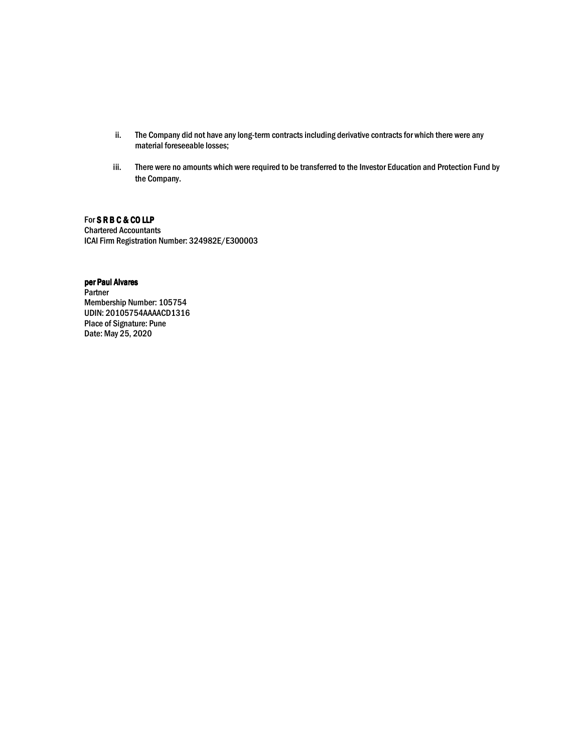ii. The Company did not have any long-term contracts including derivative contracts for which there were any material foreseeable losses;

iii. There were no amounts which were required to be transferred to the Investor Education and Protection Fund by the Company.

For **S R B C & CO LLP**
Chartered Accountants
ICAI Firm Registration Number: 324982E/E300003

**per Paul Alvares**
Partner
Membership Number: 105754
UDIN: 20105754AAAACD1316
Place of Signature: Pune
Date: May 25, 2020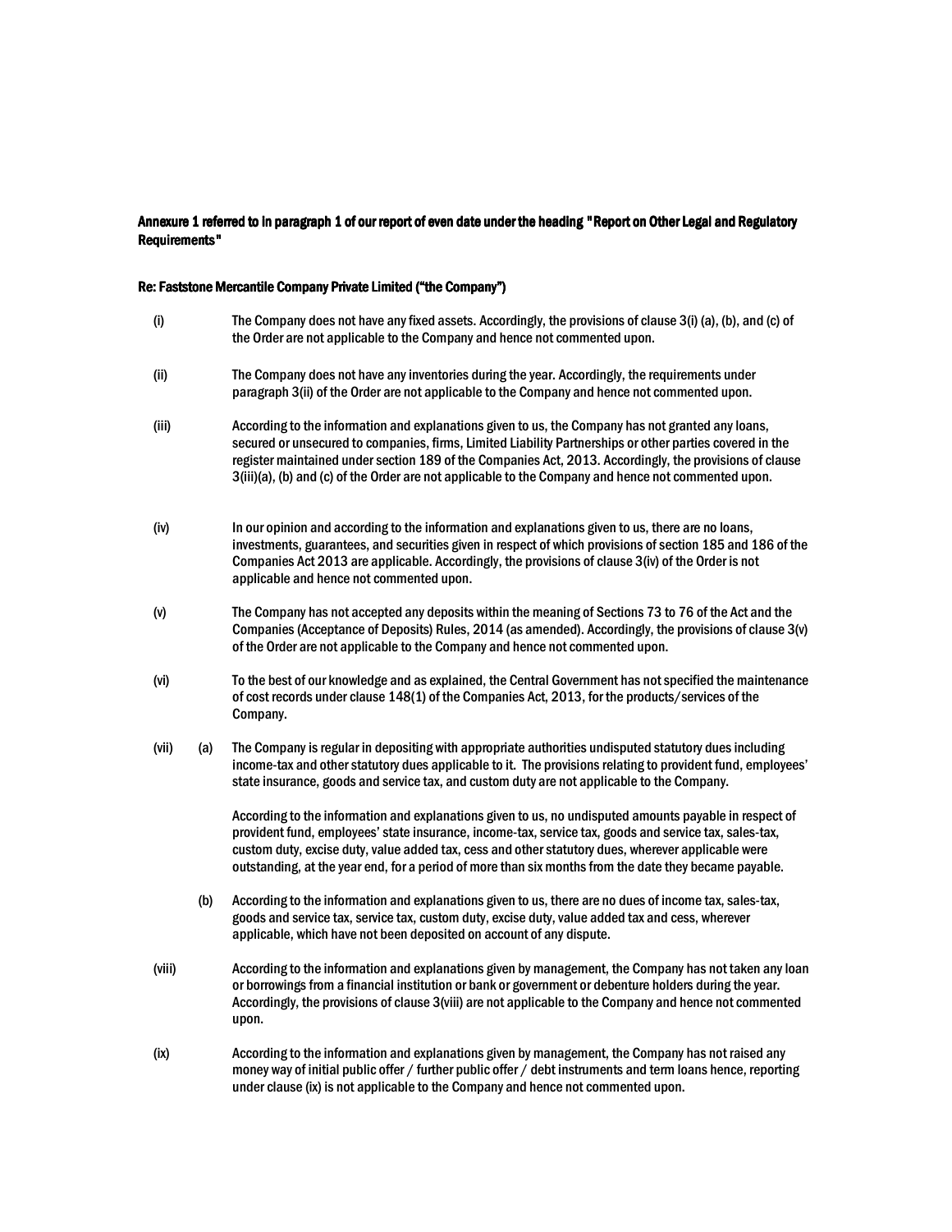**Annexure 1 referred to in paragraph 1 of our report of even date under the heading "Report on Other Legal and Regulatory Requirements"**

**Re: Faststone Mercantile Company Private Limited ("the Company")**

(i) The Company does not have any fixed assets. Accordingly, the provisions of clause 3(i) (a), (b), and (c) of the Order are not applicable to the Company and hence not commented upon.

(ii) The Company does not have any inventories during the year. Accordingly, the requirements under paragraph 3(ii) of the Order are not applicable to the Company and hence not commented upon.

(iii) According to the information and explanations given to us, the Company has not granted any loans, secured or unsecured to companies, firms, Limited Liability Partnerships or other parties covered in the register maintained under section 189 of the Companies Act, 2013. Accordingly, the provisions of clause 3(iii)(a), (b) and (c) of the Order are not applicable to the Company and hence not commented upon.

(iv) In our opinion and according to the information and explanations given to us, there are no loans, investments, guarantees, and securities given in respect of which provisions of section 185 and 186 of the Companies Act 2013 are applicable. Accordingly, the provisions of clause 3(iv) of the Order is not applicable and hence not commented upon.

(v) The Company has not accepted any deposits within the meaning of Sections 73 to 76 of the Act and the Companies (Acceptance of Deposits) Rules, 2014 (as amended). Accordingly, the provisions of clause 3(v) of the Order are not applicable to the Company and hence not commented upon.

(vi) To the best of our knowledge and as explained, the Central Government has not specified the maintenance of cost records under clause 148(1) of the Companies Act, 2013, for the products/services of the Company.

(vii) (a) The Company is regular in depositing with appropriate authorities undisputed statutory dues including income-tax and other statutory dues applicable to it. The provisions relating to provident fund, employees' state insurance, goods and service tax, and custom duty are not applicable to the Company.

According to the information and explanations given to us, no undisputed amounts payable in respect of provident fund, employees' state insurance, income-tax, service tax, goods and service tax, sales-tax, custom duty, excise duty, value added tax, cess and other statutory dues, wherever applicable were outstanding, at the year end, for a period of more than six months from the date they became payable.

(b) According to the information and explanations given to us, there are no dues of income tax, sales-tax, goods and service tax, service tax, custom duty, excise duty, value added tax and cess, wherever applicable, which have not been deposited on account of any dispute.

(viii) According to the information and explanations given by management, the Company has not taken any loan or borrowings from a financial institution or bank or government or debenture holders during the year. Accordingly, the provisions of clause 3(viii) are not applicable to the Company and hence not commented upon.

(ix) According to the information and explanations given by management, the Company has not raised any money way of initial public offer / further public offer / debt instruments and term loans hence, reporting under clause (ix) is not applicable to the Company and hence not commented upon.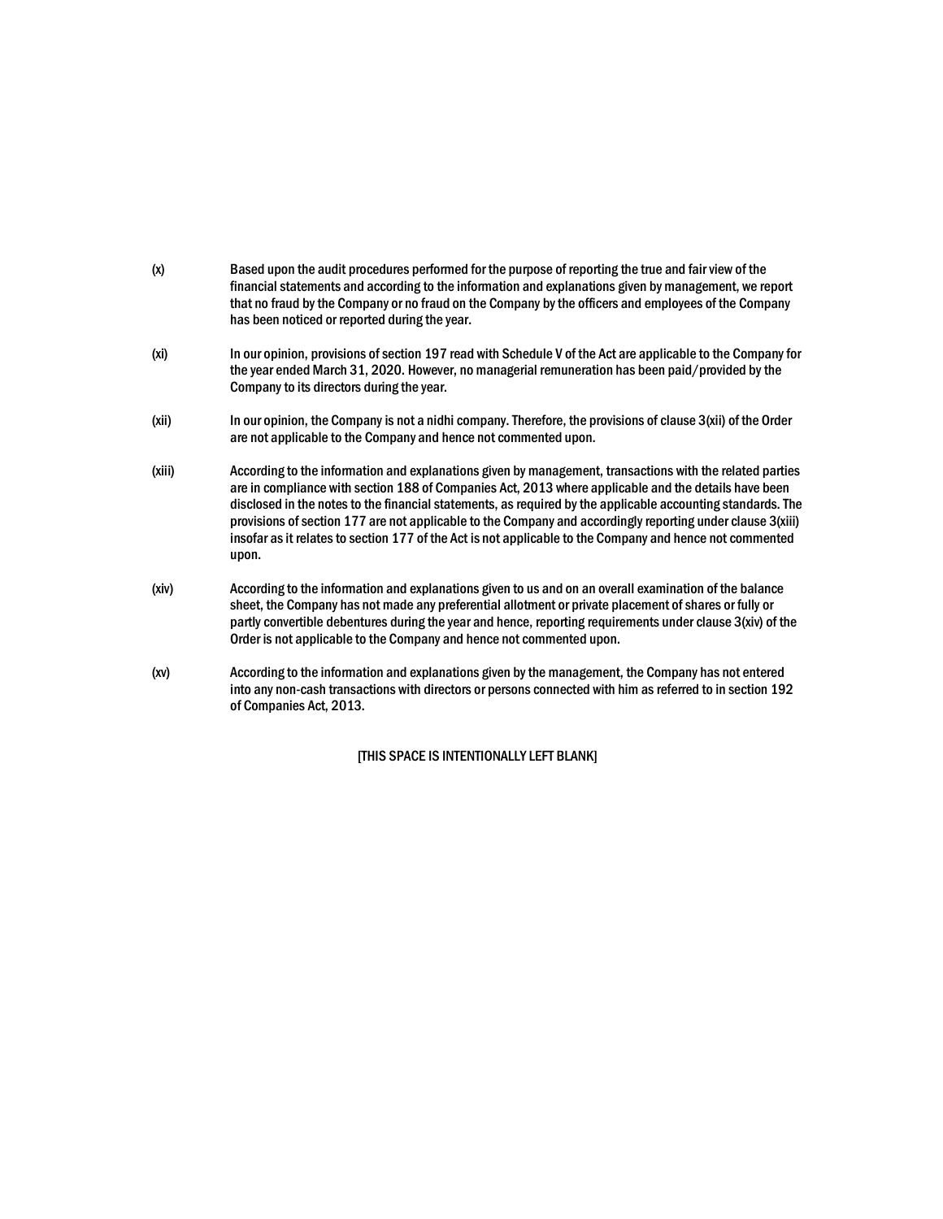(x) Based upon the audit procedures performed for the purpose of reporting the true and fair view of the financial statements and according to the information and explanations given by management, we report that no fraud by the Company or no fraud on the Company by the officers and employees of the Company has been noticed or reported during the year.

(xi) In our opinion, provisions of section 197 read with Schedule V of the Act are applicable to the Company for the year ended March 31, 2020. However, no managerial remuneration has been paid/provided by the Company to its directors during the year.

(xii) In our opinion, the Company is not a nidhi company. Therefore, the provisions of clause 3(xii) of the Order are not applicable to the Company and hence not commented upon.

(xiii) According to the information and explanations given by management, transactions with the related parties are in compliance with section 188 of Companies Act, 2013 where applicable and the details have been disclosed in the notes to the financial statements, as required by the applicable accounting standards. The provisions of section 177 are not applicable to the Company and accordingly reporting under clause 3(xiii) insofar as it relates to section 177 of the Act is not applicable to the Company and hence not commented upon.

(xiv) According to the information and explanations given to us and on an overall examination of the balance sheet, the Company has not made any preferential allotment or private placement of shares or fully or partly convertible debentures during the year and hence, reporting requirements under clause 3(xiv) of the Order is not applicable to the Company and hence not commented upon.

(xv) According to the information and explanations given by the management, the Company has not entered into any non-cash transactions with directors or persons connected with him as referred to in section 192 of Companies Act, 2013.

[THIS SPACE IS INTENTIONALLY LEFT BLANK]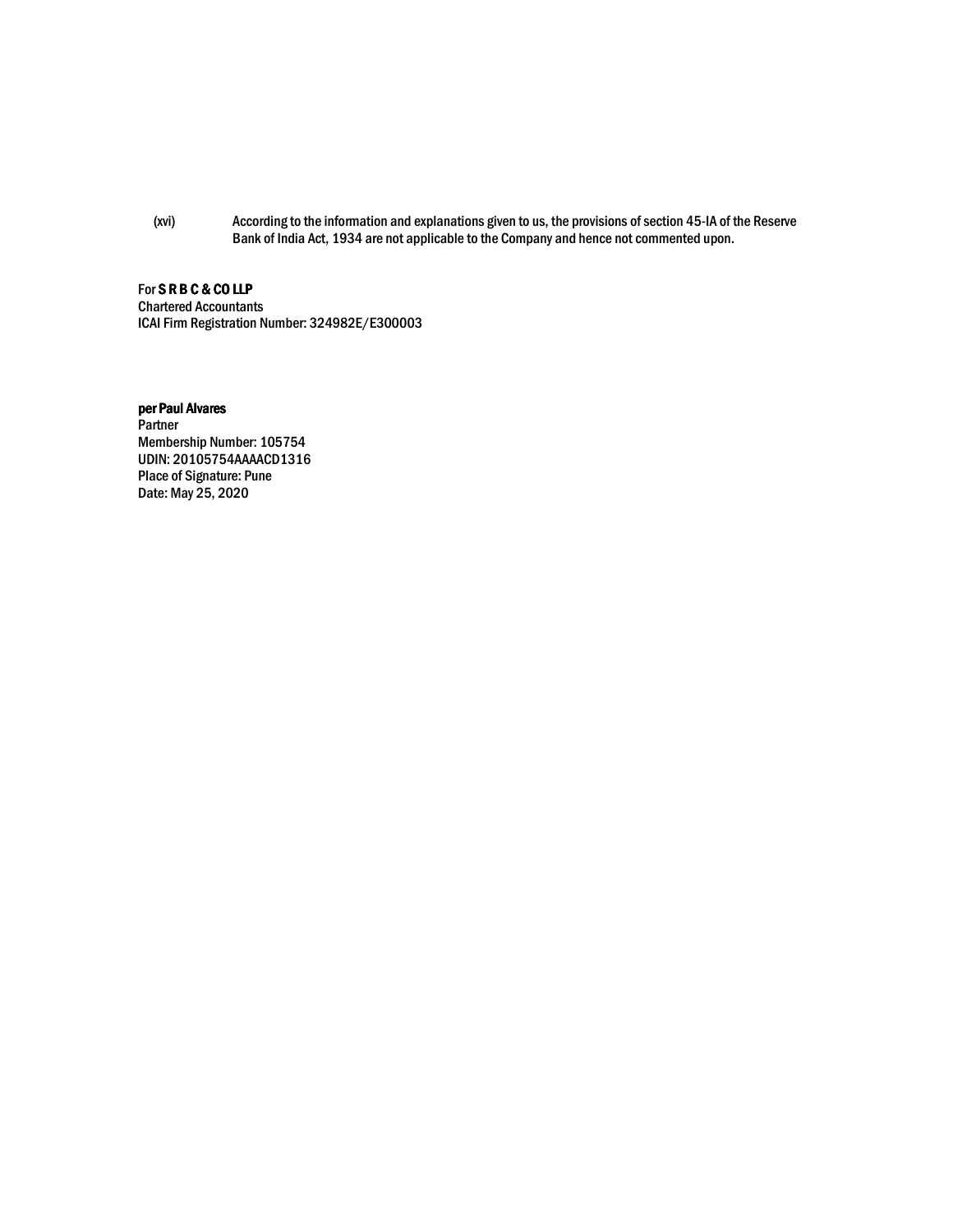(xvi) According to the information and explanations given to us, the provisions of section 45-IA of the Reserve Bank of India Act, 1934 are not applicable to the Company and hence not commented upon.

For **S R B C & CO LLP**
Chartered Accountants
ICAI Firm Registration Number: 324982E/E300003

**per Paul Alvares**
Partner
Membership Number: 105754
UDIN: 20105754AAAACD1316
Place of Signature: Pune
Date: May 25, 2020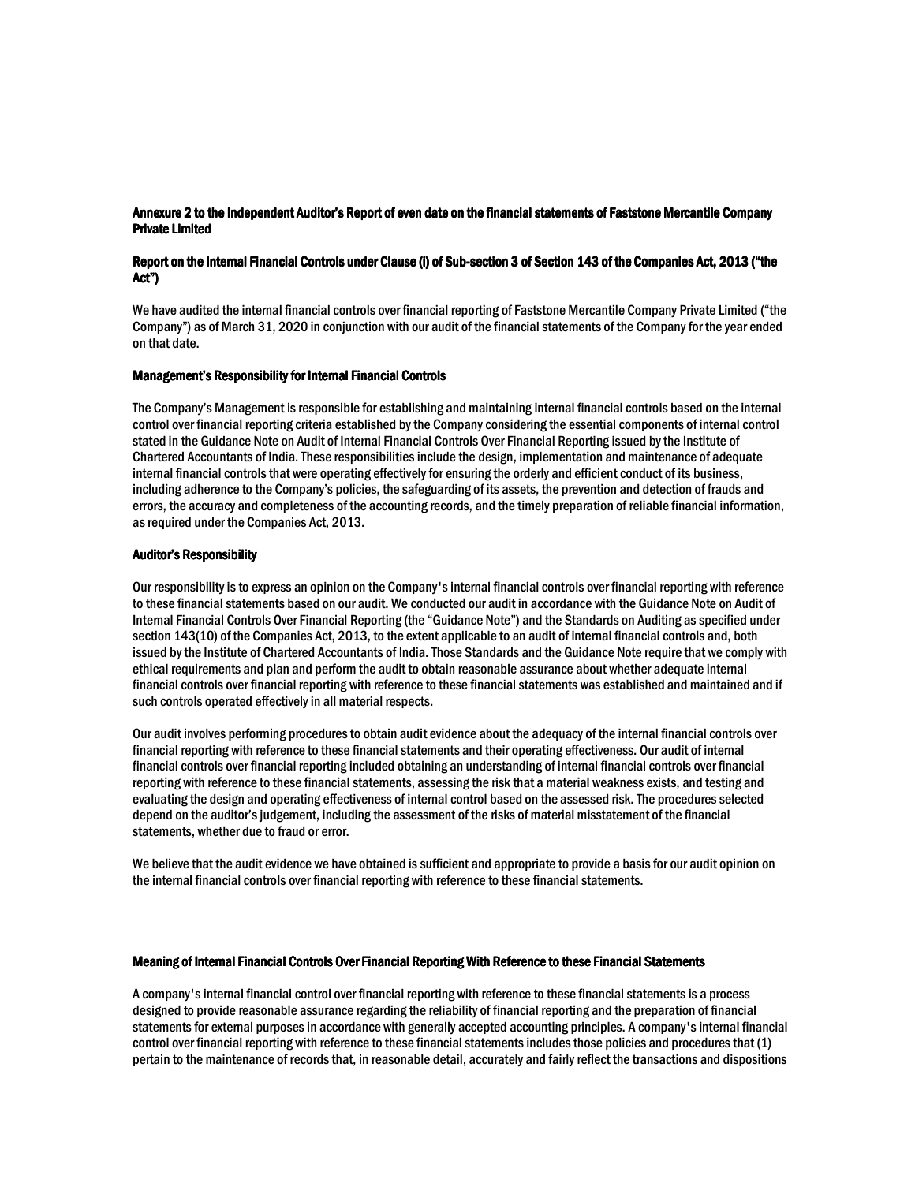**Annexure 2 to the Independent Auditor's Report of even date on the financial statements of Faststone Mercantile Company Private Limited**

**Report on the Internal Financial Controls under Clause (i) of Sub-section 3 of Section 143 of the Companies Act, 2013 ("the Act")**

We have audited the internal financial controls over financial reporting of Faststone Mercantile Company Private Limited ("the Company") as of March 31, 2020 in conjunction with our audit of the financial statements of the Company for the year ended on that date.

**Management's Responsibility for Internal Financial Controls**

The Company's Management is responsible for establishing and maintaining internal financial controls based on the internal control over financial reporting criteria established by the Company considering the essential components of internal control stated in the Guidance Note on Audit of Internal Financial Controls Over Financial Reporting issued by the Institute of Chartered Accountants of India. These responsibilities include the design, implementation and maintenance of adequate internal financial controls that were operating effectively for ensuring the orderly and efficient conduct of its business, including adherence to the Company's policies, the safeguarding of its assets, the prevention and detection of frauds and errors, the accuracy and completeness of the accounting records, and the timely preparation of reliable financial information, as required under the Companies Act, 2013.

**Auditor's Responsibility**

Our responsibility is to express an opinion on the Company's internal financial controls over financial reporting with reference to these financial statements based on our audit. We conducted our audit in accordance with the Guidance Note on Audit of Internal Financial Controls Over Financial Reporting (the "Guidance Note") and the Standards on Auditing as specified under section 143(10) of the Companies Act, 2013, to the extent applicable to an audit of internal financial controls and, both issued by the Institute of Chartered Accountants of India. Those Standards and the Guidance Note require that we comply with ethical requirements and plan and perform the audit to obtain reasonable assurance about whether adequate internal financial controls over financial reporting with reference to these financial statements was established and maintained and if such controls operated effectively in all material respects.

Our audit involves performing procedures to obtain audit evidence about the adequacy of the internal financial controls over financial reporting with reference to these financial statements and their operating effectiveness. Our audit of internal financial controls over financial reporting included obtaining an understanding of internal financial controls over financial reporting with reference to these financial statements, assessing the risk that a material weakness exists, and testing and evaluating the design and operating effectiveness of internal control based on the assessed risk. The procedures selected depend on the auditor's judgement, including the assessment of the risks of material misstatement of the financial statements, whether due to fraud or error.

We believe that the audit evidence we have obtained is sufficient and appropriate to provide a basis for our audit opinion on the internal financial controls over financial reporting with reference to these financial statements.

**Meaning of Internal Financial Controls Over Financial Reporting With Reference to these Financial Statements**

A company's internal financial control over financial reporting with reference to these financial statements is a process designed to provide reasonable assurance regarding the reliability of financial reporting and the preparation of financial statements for external purposes in accordance with generally accepted accounting principles. A company's internal financial control over financial reporting with reference to these financial statements includes those policies and procedures that (1) pertain to the maintenance of records that, in reasonable detail, accurately and fairly reflect the transactions and dispositions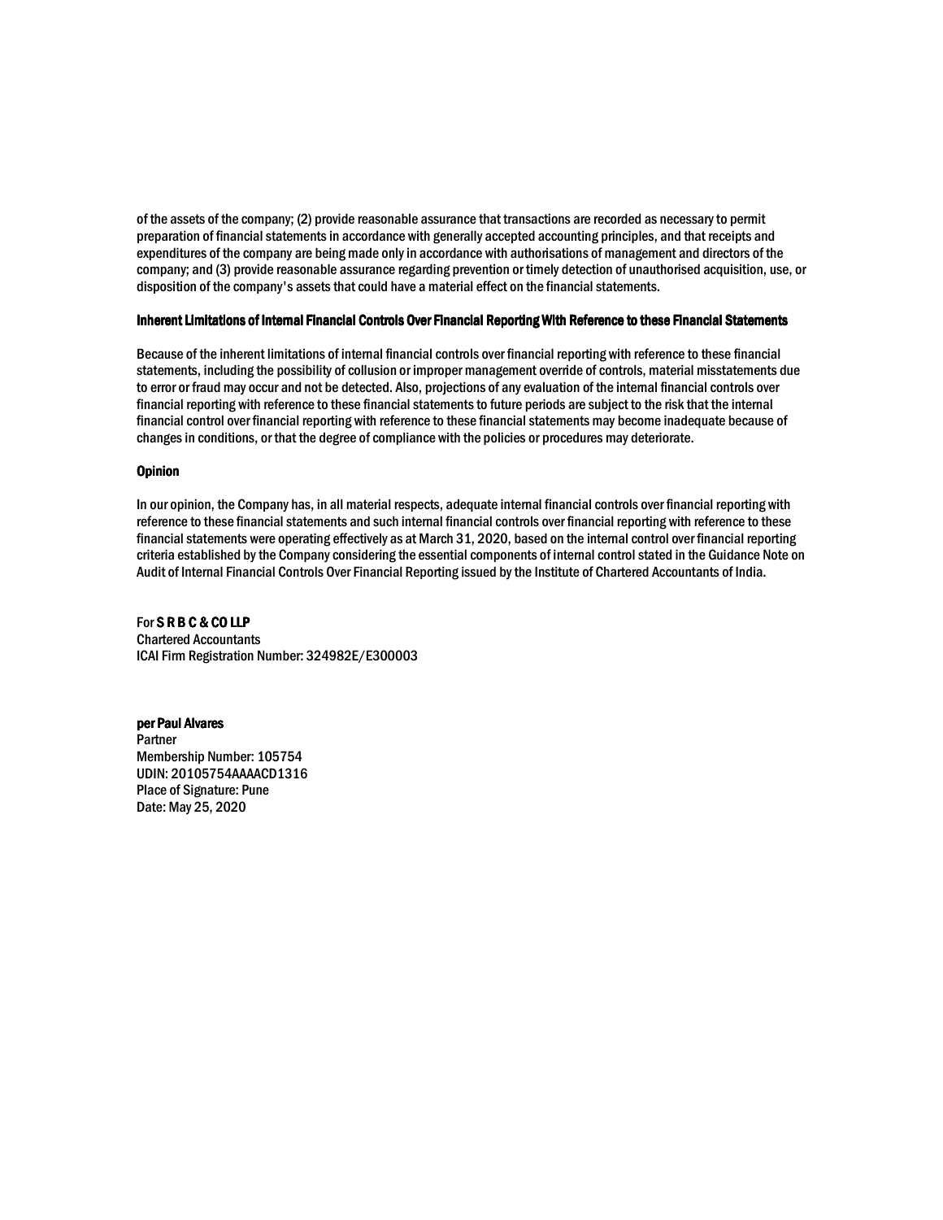of the assets of the company; (2) provide reasonable assurance that transactions are recorded as necessary to permit preparation of financial statements in accordance with generally accepted accounting principles, and that receipts and expenditures of the company are being made only in accordance with authorisations of management and directors of the company; and (3) provide reasonable assurance regarding prevention or timely detection of unauthorised acquisition, use, or disposition of the company's assets that could have a material effect on the financial statements.

**Inherent Limitations of Internal Financial Controls Over Financial Reporting With Reference to these Financial Statements**

Because of the inherent limitations of internal financial controls over financial reporting with reference to these financial statements, including the possibility of collusion or improper management override of controls, material misstatements due to error or fraud may occur and not be detected. Also, projections of any evaluation of the internal financial controls over financial reporting with reference to these financial statements to future periods are subject to the risk that the internal financial control over financial reporting with reference to these financial statements may become inadequate because of changes in conditions, or that the degree of compliance with the policies or procedures may deteriorate.

**Opinion**

In our opinion, the Company has, in all material respects, adequate internal financial controls over financial reporting with reference to these financial statements and such internal financial controls over financial reporting with reference to these financial statements were operating effectively as at March 31, 2020, based on the internal control over financial reporting criteria established by the Company considering the essential components of internal control stated in the Guidance Note on Audit of Internal Financial Controls Over Financial Reporting issued by the Institute of Chartered Accountants of India.

For **S R B C & CO LLP**
Chartered Accountants
ICAI Firm Registration Number: 324982E/E300003

**per Paul Alvares**
Partner
Membership Number: 105754
UDIN: 20105754AAAACD1316
Place of Signature: Pune
Date: May 25, 2020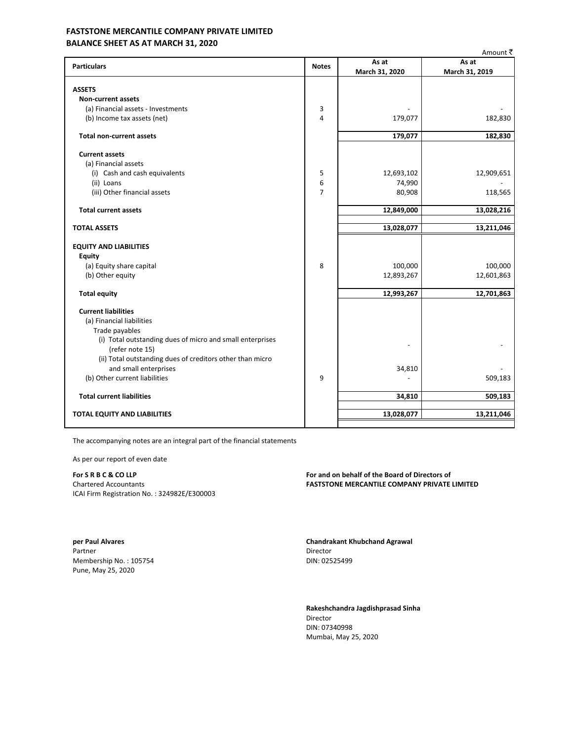# FASTSTONE MERCANTILE COMPANY PRIVATE LIMITED
## BALANCE SHEET AS AT MARCH 31, 2020

Amount ₹

| Particulars | Notes | As at March 31, 2020 | As at March 31, 2019 |
|---|---|---|---|
| **ASSETS** | | | |
| **Non-current assets** | | | |
| (a) Financial assets - Investments | 3 | - | - |
| (b) Income tax assets (net) | 4 | 179,077 | 182,830 |
| **Total non-current assets** | | **179,077** | **182,830** |
| **Current assets** | | | |
| (a) Financial assets | | | |
| (i) Cash and cash equivalents | 5 | 12,693,102 | 12,909,651 |
| (ii) Loans | 6 | 74,990 | - |
| (iii) Other financial assets | 7 | 80,908 | 118,565 |
| **Total current assets** | | **12,849,000** | **13,028,216** |
| **TOTAL ASSETS** | | **13,028,077** | **13,211,046** |
| **EQUITY AND LIABILITIES** | | | |
| **Equity** | | | |
| (a) Equity share capital | 8 | 100,000 | 100,000 |
| (b) Other equity | | 12,893,267 | 12,601,863 |
| **Total equity** | | **12,993,267** | **12,701,863** |
| **Current liabilities** | | | |
| (a) Financial liabilities | | | |
| Trade payables | | | |
| (i) Total outstanding dues of micro and small enterprises (refer note 15) | | - | - |
| (ii) Total outstanding dues of creditors other than micro and small enterprises | | 34,810 | - |
| (b) Other current liabilities | 9 | - | 509,183 |
| **Total current liabilities** | | **34,810** | **509,183** |
| **TOTAL EQUITY AND LIABILITIES** | | **13,028,077** | **13,211,046** |

The accompanying notes are an integral part of the financial statements

As per our report of even date

**For S R B C & CO LLP**
Chartered Accountants
ICAI Firm Registration No. : 324982E/E300003

**For and on behalf of the Board of Directors of**
**FASTSTONE MERCANTILE COMPANY PRIVATE LIMITED**

**per Paul Alvares**
Partner
Membership No. : 105754
Pune, May 25, 2020

**Chandrakant Khubchand Agrawal**
Director
DIN: 02525499

**Rakeshchandra Jagdishprasad Sinha**
Director
DIN: 07340998
Mumbai, May 25, 2020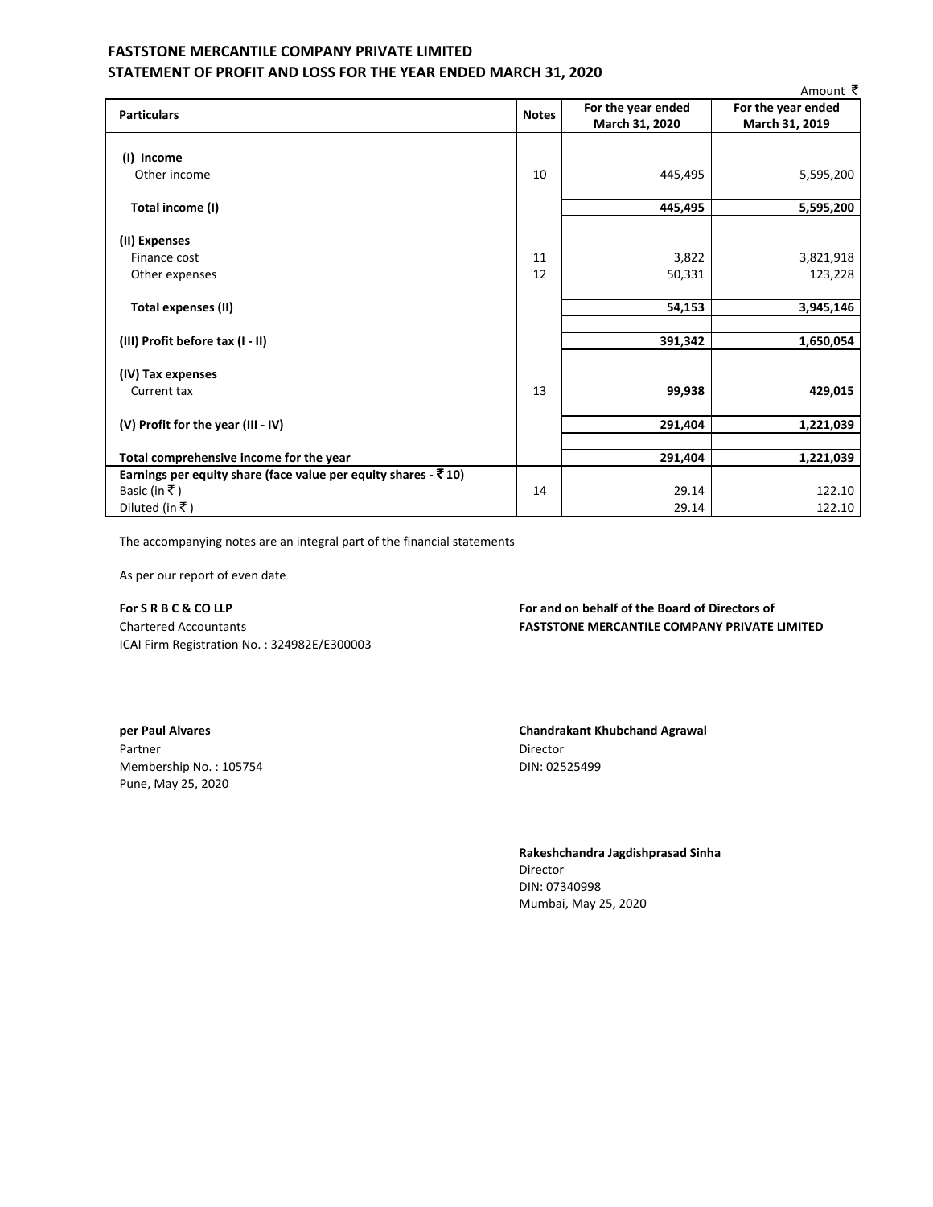# FASTSTONE MERCANTILE COMPANY PRIVATE LIMITED

## STATEMENT OF PROFIT AND LOSS FOR THE YEAR ENDED MARCH 31, 2020

Amount ₹

| Particulars | Notes | For the year ended March 31, 2020 | For the year ended March 31, 2019 |
|---|---|---|---|
| **(I) Income** | | | |
| Other income | 10 | 445,495 | 5,595,200 |
| **Total income (I)** | | **445,495** | **5,595,200** |
| **(II) Expenses** | | | |
| Finance cost | 11 | 3,822 | 3,821,918 |
| Other expenses | 12 | 50,331 | 123,228 |
| **Total expenses (II)** | | **54,153** | **3,945,146** |
| **(III) Profit before tax (I - II)** | | **391,342** | **1,650,054** |
| **(IV) Tax expenses** | | | |
| Current tax | 13 | **99,938** | **429,015** |
| **(V) Profit for the year (III - IV)** | | **291,404** | **1,221,039** |
| **Total comprehensive income for the year** | | **291,404** | **1,221,039** |
| **Earnings per equity share (face value per equity shares - ₹ 10)** | | | |
| Basic (in ₹ ) | 14 | 29.14 | 122.10 |
| Diluted (in ₹ ) | | 29.14 | 122.10 |

The accompanying notes are an integral part of the financial statements

As per our report of even date

**For S R B C & CO LLP**
Chartered Accountants
ICAI Firm Registration No. : 324982E/E300003

**per Paul Alvares**
Partner
Membership No. : 105754
Pune, May 25, 2020

**For and on behalf of the Board of Directors of**
**FASTSTONE MERCANTILE COMPANY PRIVATE LIMITED**

**Chandrakant Khubchand Agrawal**
Director
DIN: 02525499

**Rakeshchandra Jagdishprasad Sinha**
Director
DIN: 07340998
Mumbai, May 25, 2020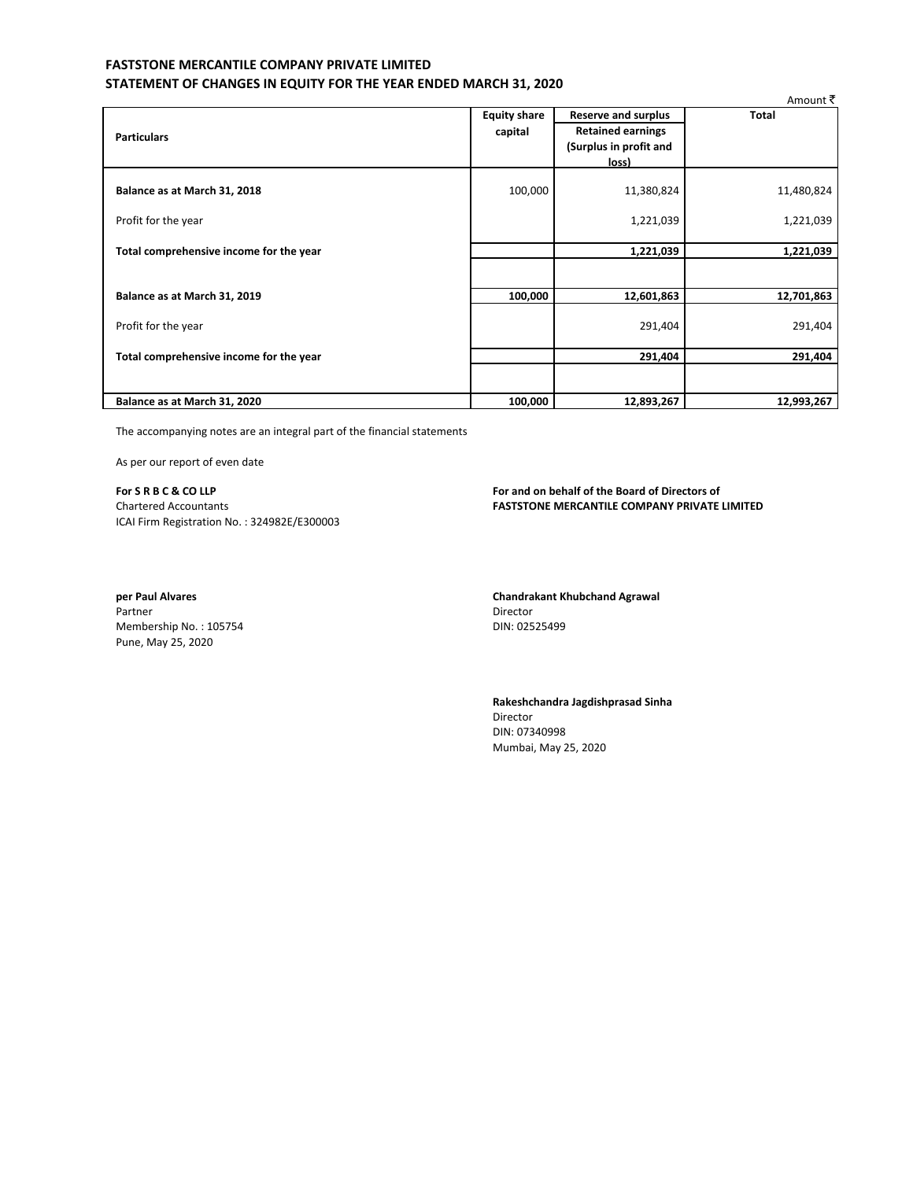**FASTSTONE MERCANTILE COMPANY PRIVATE LIMITED**
**STATEMENT OF CHANGES IN EQUITY FOR THE YEAR ENDED MARCH 31, 2020**

Amount ₹

| Particulars | Equity share capital | Reserve and surplus<br>Retained earnings (Surplus in profit and loss) | Total |
|---|---|---|---|
| **Balance as at March 31, 2018** | 100,000 | 11,380,824 | 11,480,824 |
| Profit for the year | | 1,221,039 | 1,221,039 |
| **Total comprehensive income for the year** | | **1,221,039** | **1,221,039** |
| **Balance as at March 31, 2019** | **100,000** | **12,601,863** | **12,701,863** |
| Profit for the year | | 291,404 | 291,404 |
| **Total comprehensive income for the year** | | **291,404** | **291,404** |
| **Balance as at March 31, 2020** | **100,000** | **12,893,267** | **12,993,267** |

The accompanying notes are an integral part of the financial statements

As per our report of even date

**For S R B C & CO LLP**
Chartered Accountants
ICAI Firm Registration No. : 324982E/E300003

**per Paul Alvares**
Partner
Membership No. : 105754
Pune, May 25, 2020

**For and on behalf of the Board of Directors of**
**FASTSTONE MERCANTILE COMPANY PRIVATE LIMITED**

**Chandrakant Khubchand Agrawal**
Director
DIN: 02525499

**Rakeshchandra Jagdishprasad Sinha**
Director
DIN: 07340998
Mumbai, May 25, 2020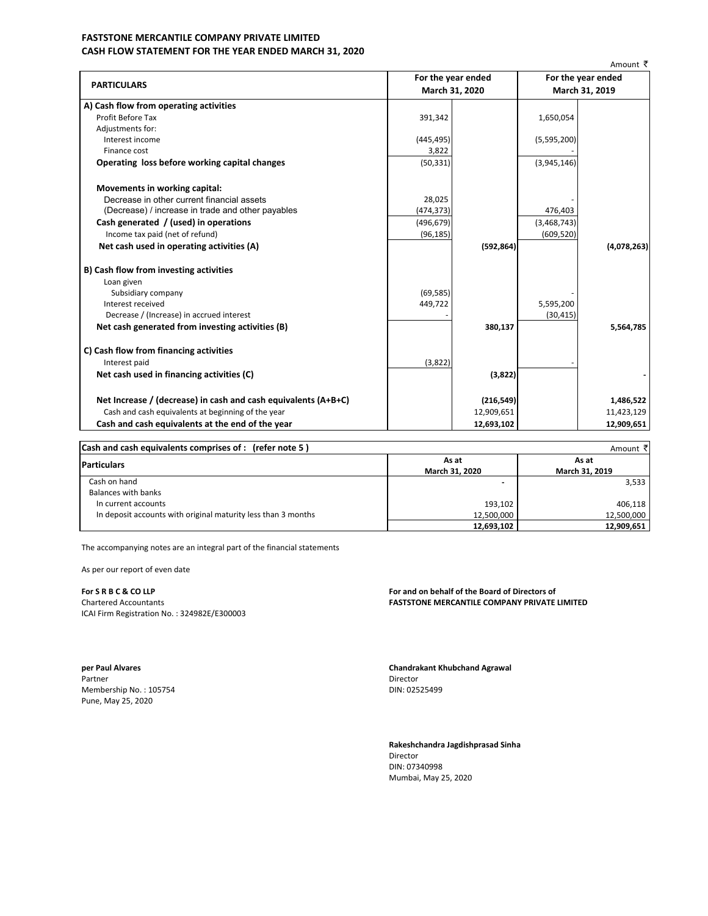**FASTSTONE MERCANTILE COMPANY PRIVATE LIMITED**
**CASH FLOW STATEMENT FOR THE YEAR ENDED MARCH 31, 2020**

Amount ₹

| PARTICULARS | For the year ended March 31, 2020 | | For the year ended March 31, 2019 | |
|---|---|---|---|---|
| **A) Cash flow from operating activities** | | | | |
| Profit Before Tax | 391,342 | | 1,650,054 | |
| Adjustments for: | | | | |
| Interest income | (445,495) | | (5,595,200) | |
| Finance cost | 3,822 | | - | |
| **Operating loss before working capital changes** | (50,331) | | (3,945,146) | |
| **Movements in working capital:** | | | | |
| Decrease in other current financial assets | 28,025 | | - | |
| (Decrease) / increase in trade and other payables | (474,373) | | 476,403 | |
| **Cash generated / (used) in operations** | (496,679) | | (3,468,743) | |
| Income tax paid (net of refund) | (96,185) | | (609,520) | |
| **Net cash used in operating activities (A)** | | **(592,864)** | | **(4,078,263)** |
| **B) Cash flow from investing activities** | | | | |
| Loan given | | | | |
| Subsidiary company | (69,585) | | - | |
| Interest received | 449,722 | | 5,595,200 | |
| Decrease / (Increase) in accrued interest | - | | (30,415) | |
| **Net cash generated from investing activities (B)** | | **380,137** | | **5,564,785** |
| **C) Cash flow from financing activities** | | | | |
| Interest paid | (3,822) | | - | |
| **Net cash used in financing activities (C)** | | **(3,822)** | | **-** |
| **Net Increase / (decrease) in cash and cash equivalents (A+B+C)** | | **(216,549)** | | **1,486,522** |
| Cash and cash equivalents at beginning of the year | | 12,909,651 | | 11,423,129 |
| **Cash and cash equivalents at the end of the year** | | **12,693,102** | | **12,909,651** |

**Cash and cash equivalents comprises of : (refer note 5 )** Amount ₹

| **Particulars** | **As at March 31, 2020** | **As at March 31, 2019** |
|---|---|---|
| Cash on hand | - | 3,533 |
| Balances with banks | | |
| In current accounts | 193,102 | 406,118 |
| In deposit accounts with original maturity less than 3 months | 12,500,000 | 12,500,000 |
| | **12,693,102** | **12,909,651** |

The accompanying notes are an integral part of the financial statements

As per our report of even date

**For S R B C & CO LLP**
Chartered Accountants
ICAI Firm Registration No. : 324982E/E300003

**per Paul Alvares**
Partner
Membership No. : 105754
Pune, May 25, 2020

**For and on behalf of the Board of Directors of**
**FASTSTONE MERCANTILE COMPANY PRIVATE LIMITED**

**Chandrakant Khubchand Agrawal**
Director
DIN: 02525499

**Rakeshchandra Jagdishprasad Sinha**
Director
DIN: 07340998
Mumbai, May 25, 2020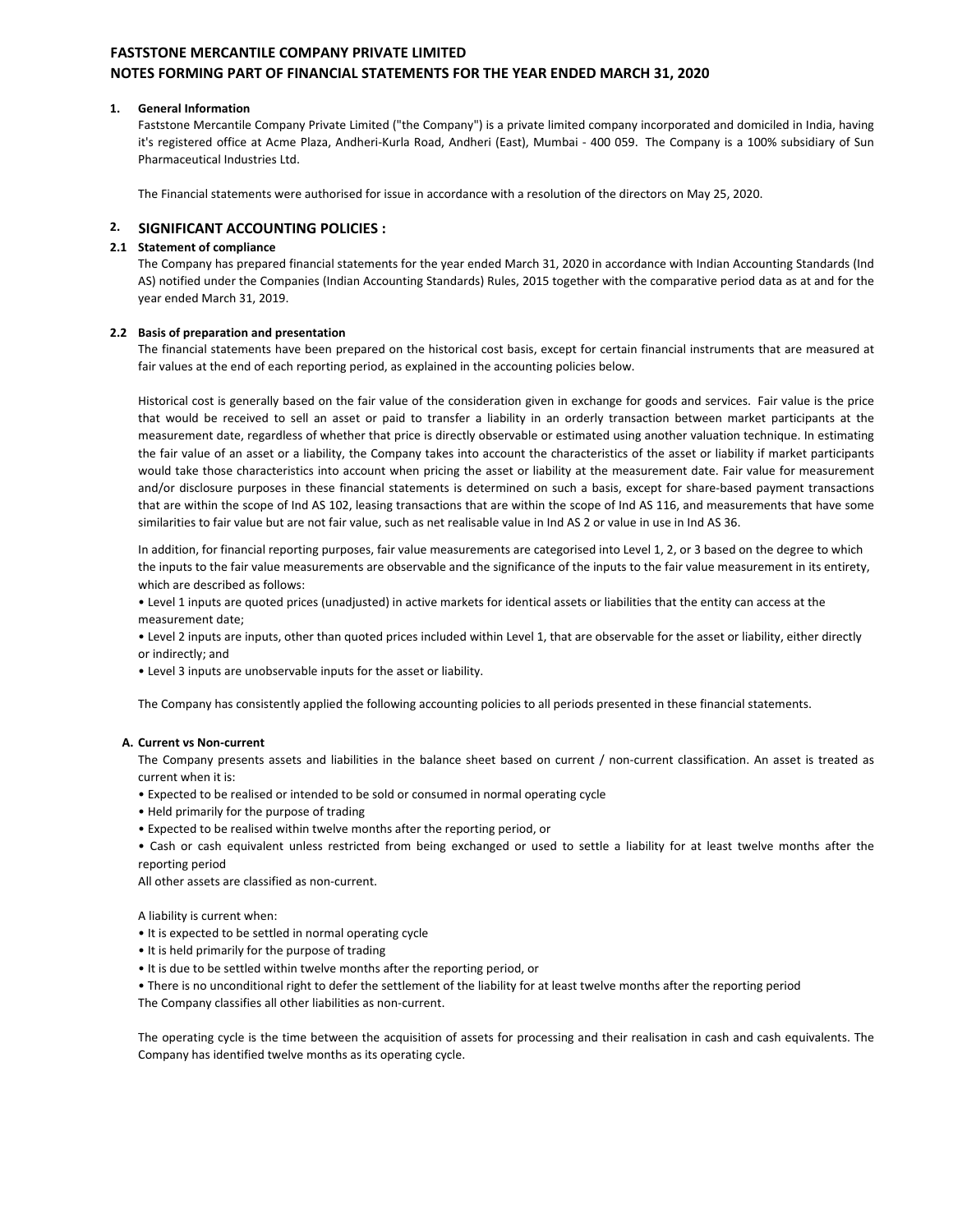# FASTSTONE MERCANTILE COMPANY PRIVATE LIMITED
## NOTES FORMING PART OF FINANCIAL STATEMENTS FOR THE YEAR ENDED MARCH 31, 2020

### 1. General Information

Faststone Mercantile Company Private Limited ("the Company") is a private limited company incorporated and domiciled in India, having it's registered office at Acme Plaza, Andheri-Kurla Road, Andheri (East), Mumbai - 400 059. The Company is a 100% subsidiary of Sun Pharmaceutical Industries Ltd.

The Financial statements were authorised for issue in accordance with a resolution of the directors on May 25, 2020.

## 2. SIGNIFICANT ACCOUNTING POLICIES :

### 2.1 Statement of compliance

The Company has prepared financial statements for the year ended March 31, 2020 in accordance with Indian Accounting Standards (Ind AS) notified under the Companies (Indian Accounting Standards) Rules, 2015 together with the comparative period data as at and for the year ended March 31, 2019.

### 2.2 Basis of preparation and presentation

The financial statements have been prepared on the historical cost basis, except for certain financial instruments that are measured at fair values at the end of each reporting period, as explained in the accounting policies below.

Historical cost is generally based on the fair value of the consideration given in exchange for goods and services. Fair value is the price that would be received to sell an asset or paid to transfer a liability in an orderly transaction between market participants at the measurement date, regardless of whether that price is directly observable or estimated using another valuation technique. In estimating the fair value of an asset or a liability, the Company takes into account the characteristics of the asset or liability if market participants would take those characteristics into account when pricing the asset or liability at the measurement date. Fair value for measurement and/or disclosure purposes in these financial statements is determined on such a basis, except for share-based payment transactions that are within the scope of Ind AS 102, leasing transactions that are within the scope of Ind AS 116, and measurements that have some similarities to fair value but are not fair value, such as net realisable value in Ind AS 2 or value in use in Ind AS 36.

In addition, for financial reporting purposes, fair value measurements are categorised into Level 1, 2, or 3 based on the degree to which the inputs to the fair value measurements are observable and the significance of the inputs to the fair value measurement in its entirety, which are described as follows:

- Level 1 inputs are quoted prices (unadjusted) in active markets for identical assets or liabilities that the entity can access at the measurement date;
- Level 2 inputs are inputs, other than quoted prices included within Level 1, that are observable for the asset or liability, either directly or indirectly; and
- Level 3 inputs are unobservable inputs for the asset or liability.

The Company has consistently applied the following accounting policies to all periods presented in these financial statements.

#### A. Current vs Non-current

The Company presents assets and liabilities in the balance sheet based on current / non-current classification. An asset is treated as current when it is:

- Expected to be realised or intended to be sold or consumed in normal operating cycle
- Held primarily for the purpose of trading
- Expected to be realised within twelve months after the reporting period, or
- Cash or cash equivalent unless restricted from being exchanged or used to settle a liability for at least twelve months after the reporting period

All other assets are classified as non-current.

A liability is current when:

- It is expected to be settled in normal operating cycle
- It is held primarily for the purpose of trading
- It is due to be settled within twelve months after the reporting period, or
- There is no unconditional right to defer the settlement of the liability for at least twelve months after the reporting period

The Company classifies all other liabilities as non-current.

The operating cycle is the time between the acquisition of assets for processing and their realisation in cash and cash equivalents. The Company has identified twelve months as its operating cycle.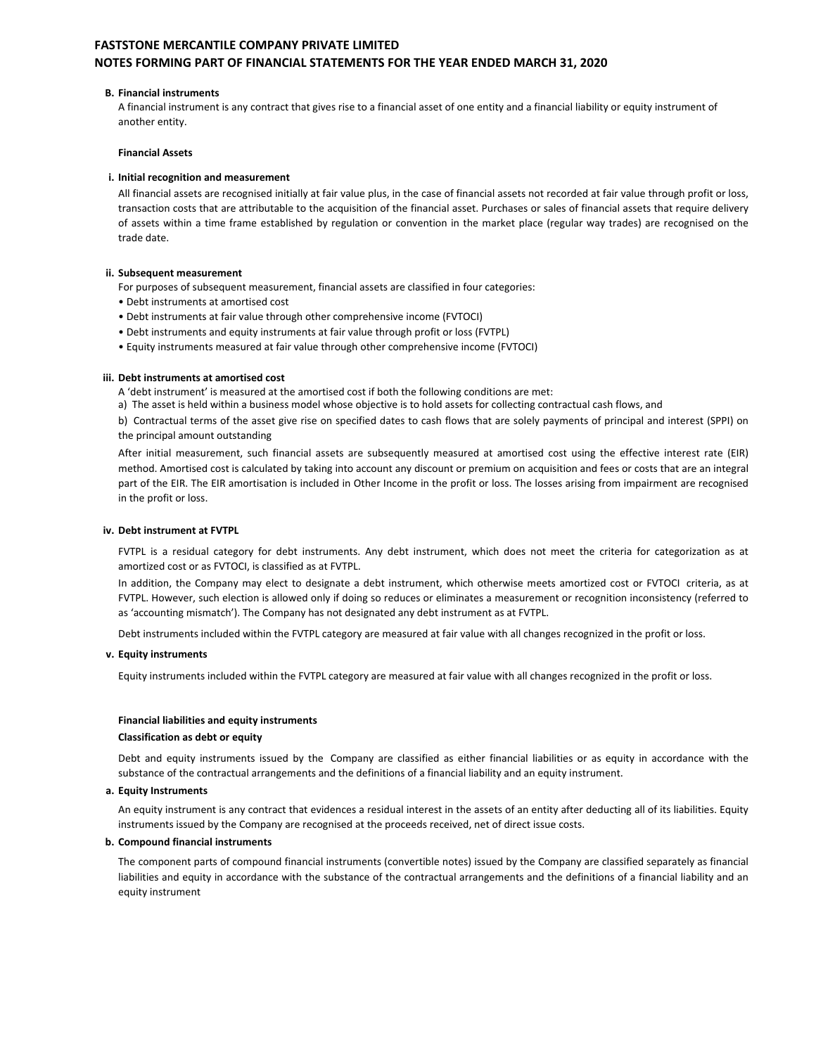**B. Financial instruments**

A financial instrument is any contract that gives rise to a financial asset of one entity and a financial liability or equity instrument of another entity.

**Financial Assets**

**i. Initial recognition and measurement**

All financial assets are recognised initially at fair value plus, in the case of financial assets not recorded at fair value through profit or loss, transaction costs that are attributable to the acquisition of the financial asset. Purchases or sales of financial assets that require delivery of assets within a time frame established by regulation or convention in the market place (regular way trades) are recognised on the trade date.

**ii. Subsequent measurement**

For purposes of subsequent measurement, financial assets are classified in four categories:

- Debt instruments at amortised cost
- Debt instruments at fair value through other comprehensive income (FVTOCI)
- Debt instruments and equity instruments at fair value through profit or loss (FVTPL)
- Equity instruments measured at fair value through other comprehensive income (FVTOCI)

**iii. Debt instruments at amortised cost**

A 'debt instrument' is measured at the amortised cost if both the following conditions are met:

a) The asset is held within a business model whose objective is to hold assets for collecting contractual cash flows, and

b) Contractual terms of the asset give rise on specified dates to cash flows that are solely payments of principal and interest (SPPI) on the principal amount outstanding

After initial measurement, such financial assets are subsequently measured at amortised cost using the effective interest rate (EIR) method. Amortised cost is calculated by taking into account any discount or premium on acquisition and fees or costs that are an integral part of the EIR. The EIR amortisation is included in Other Income in the profit or loss. The losses arising from impairment are recognised in the profit or loss.

**iv. Debt instrument at FVTPL**

FVTPL is a residual category for debt instruments. Any debt instrument, which does not meet the criteria for categorization as at amortized cost or as FVTOCI, is classified as at FVTPL.

In addition, the Company may elect to designate a debt instrument, which otherwise meets amortized cost or FVTOCI criteria, as at FVTPL. However, such election is allowed only if doing so reduces or eliminates a measurement or recognition inconsistency (referred to as 'accounting mismatch'). The Company has not designated any debt instrument as at FVTPL.

Debt instruments included within the FVTPL category are measured at fair value with all changes recognized in the profit or loss.

**v. Equity instruments**

Equity instruments included within the FVTPL category are measured at fair value with all changes recognized in the profit or loss.

**Financial liabilities and equity instruments**

**Classification as debt or equity**

Debt and equity instruments issued by the Company are classified as either financial liabilities or as equity in accordance with the substance of the contractual arrangements and the definitions of a financial liability and an equity instrument.

**a. Equity Instruments**

An equity instrument is any contract that evidences a residual interest in the assets of an entity after deducting all of its liabilities. Equity instruments issued by the Company are recognised at the proceeds received, net of direct issue costs.

**b. Compound financial instruments**

The component parts of compound financial instruments (convertible notes) issued by the Company are classified separately as financial liabilities and equity in accordance with the substance of the contractual arrangements and the definitions of a financial liability and an equity instrument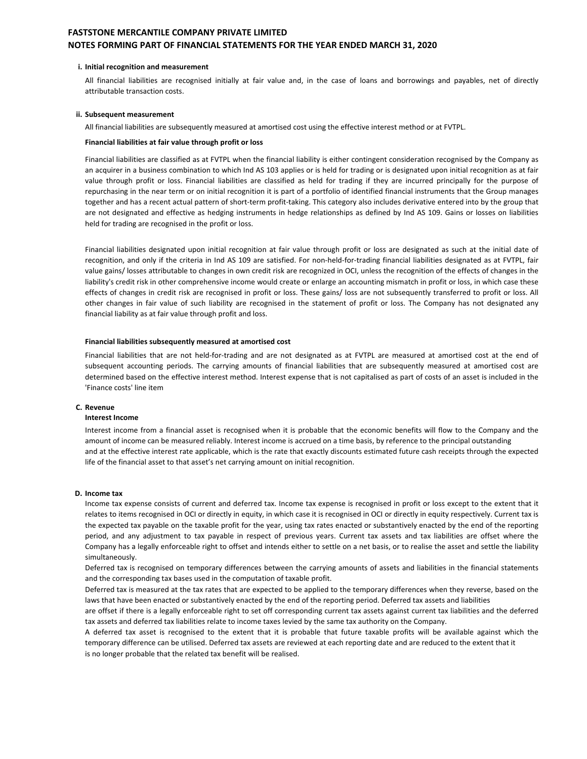**i. Initial recognition and measurement**

All financial liabilities are recognised initially at fair value and, in the case of loans and borrowings and payables, net of directly attributable transaction costs.

**ii. Subsequent measurement**

All financial liabilities are subsequently measured at amortised cost using the effective interest method or at FVTPL.

**Financial liabilities at fair value through profit or loss**

Financial liabilities are classified as at FVTPL when the financial liability is either contingent consideration recognised by the Company as an acquirer in a business combination to which Ind AS 103 applies or is held for trading or is designated upon initial recognition as at fair value through profit or loss. Financial liabilities are classified as held for trading if they are incurred principally for the purpose of repurchasing in the near term or on initial recognition it is part of a portfolio of identified financial instruments that the Group manages together and has a recent actual pattern of short-term profit-taking. This category also includes derivative entered into by the group that are not designated and effective as hedging instruments in hedge relationships as defined by Ind AS 109. Gains or losses on liabilities held for trading are recognised in the profit or loss.

Financial liabilities designated upon initial recognition at fair value through profit or loss are designated as such at the initial date of recognition, and only if the criteria in Ind AS 109 are satisfied. For non-held-for-trading financial liabilities designated as at FVTPL, fair value gains/ losses attributable to changes in own credit risk are recognized in OCI, unless the recognition of the effects of changes in the liability's credit risk in other comprehensive income would create or enlarge an accounting mismatch in profit or loss, in which case these effects of changes in credit risk are recognised in profit or loss. These gains/ loss are not subsequently transferred to profit or loss. All other changes in fair value of such liability are recognised in the statement of profit or loss. The Company has not designated any financial liability as at fair value through profit and loss.

**Financial liabilities subsequently measured at amortised cost**

Financial liabilities that are not held-for-trading and are not designated as at FVTPL are measured at amortised cost at the end of subsequent accounting periods. The carrying amounts of financial liabilities that are subsequently measured at amortised cost are determined based on the effective interest method. Interest expense that is not capitalised as part of costs of an asset is included in the 'Finance costs' line item

**C. Revenue**

**Interest Income**

Interest income from a financial asset is recognised when it is probable that the economic benefits will flow to the Company and the amount of income can be measured reliably. Interest income is accrued on a time basis, by reference to the principal outstanding and at the effective interest rate applicable, which is the rate that exactly discounts estimated future cash receipts through the expected life of the financial asset to that asset's net carrying amount on initial recognition.

**D. Income tax**

Income tax expense consists of current and deferred tax. Income tax expense is recognised in profit or loss except to the extent that it relates to items recognised in OCI or directly in equity, in which case it is recognised in OCI or directly in equity respectively. Current tax is the expected tax payable on the taxable profit for the year, using tax rates enacted or substantively enacted by the end of the reporting period, and any adjustment to tax payable in respect of previous years. Current tax assets and tax liabilities are offset where the Company has a legally enforceable right to offset and intends either to settle on a net basis, or to realise the asset and settle the liability simultaneously.

Deferred tax is recognised on temporary differences between the carrying amounts of assets and liabilities in the financial statements and the corresponding tax bases used in the computation of taxable profit.

Deferred tax is measured at the tax rates that are expected to be applied to the temporary differences when they reverse, based on the laws that have been enacted or substantively enacted by the end of the reporting period. Deferred tax assets and liabilities are offset if there is a legally enforceable right to set off corresponding current tax assets against current tax liabilities and the deferred tax assets and deferred tax liabilities relate to income taxes levied by the same tax authority on the Company.

A deferred tax asset is recognised to the extent that it is probable that future taxable profits will be available against which the temporary difference can be utilised. Deferred tax assets are reviewed at each reporting date and are reduced to the extent that it is no longer probable that the related tax benefit will be realised.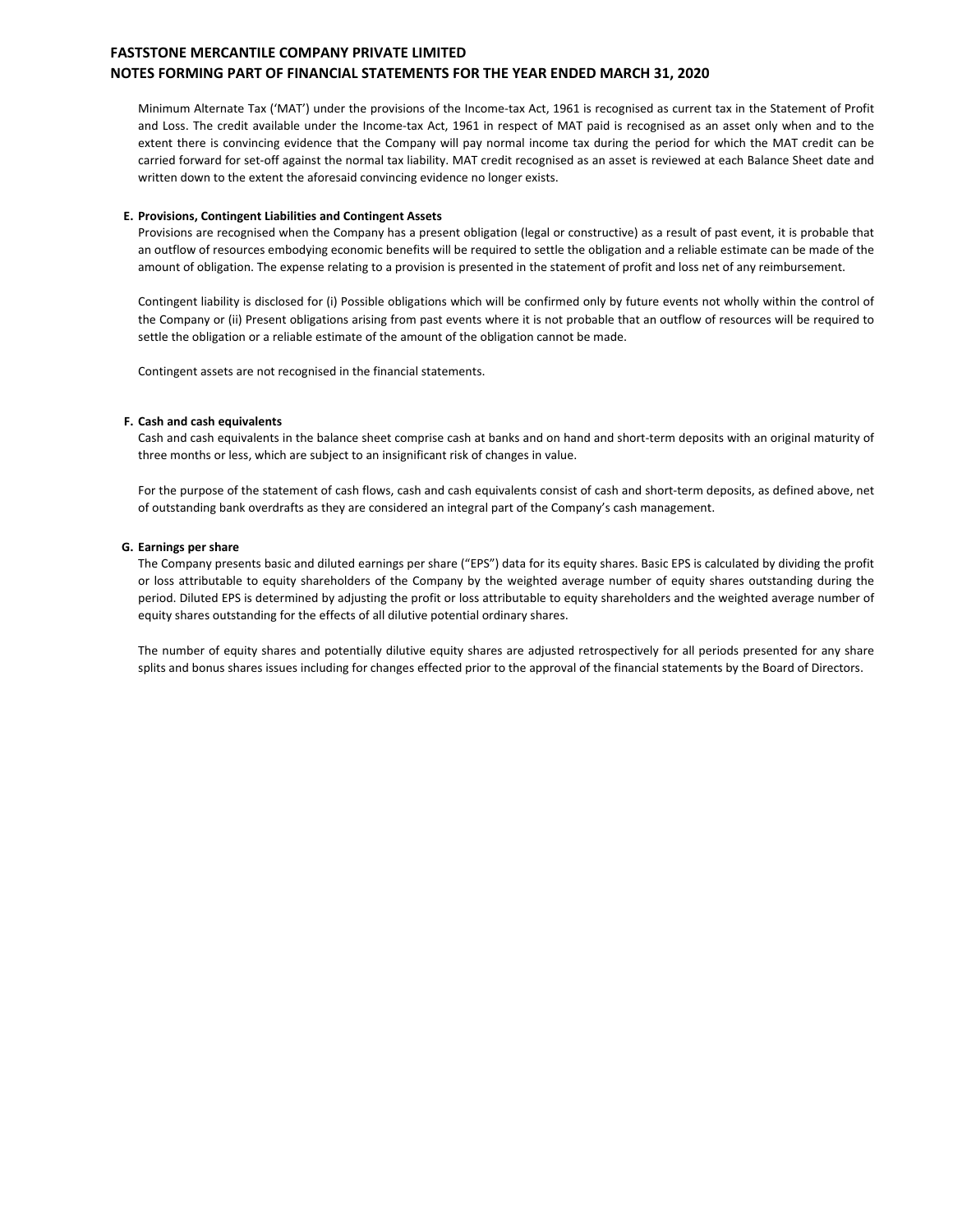Minimum Alternate Tax ('MAT') under the provisions of the Income-tax Act, 1961 is recognised as current tax in the Statement of Profit and Loss. The credit available under the Income-tax Act, 1961 in respect of MAT paid is recognised as an asset only when and to the extent there is convincing evidence that the Company will pay normal income tax during the period for which the MAT credit can be carried forward for set-off against the normal tax liability. MAT credit recognised as an asset is reviewed at each Balance Sheet date and written down to the extent the aforesaid convincing evidence no longer exists.

**E. Provisions, Contingent Liabilities and Contingent Assets**

Provisions are recognised when the Company has a present obligation (legal or constructive) as a result of past event, it is probable that an outflow of resources embodying economic benefits will be required to settle the obligation and a reliable estimate can be made of the amount of obligation. The expense relating to a provision is presented in the statement of profit and loss net of any reimbursement.

Contingent liability is disclosed for (i) Possible obligations which will be confirmed only by future events not wholly within the control of the Company or (ii) Present obligations arising from past events where it is not probable that an outflow of resources will be required to settle the obligation or a reliable estimate of the amount of the obligation cannot be made.

Contingent assets are not recognised in the financial statements.

**F. Cash and cash equivalents**

Cash and cash equivalents in the balance sheet comprise cash at banks and on hand and short-term deposits with an original maturity of three months or less, which are subject to an insignificant risk of changes in value.

For the purpose of the statement of cash flows, cash and cash equivalents consist of cash and short-term deposits, as defined above, net of outstanding bank overdrafts as they are considered an integral part of the Company's cash management.

**G. Earnings per share**

The Company presents basic and diluted earnings per share ("EPS") data for its equity shares. Basic EPS is calculated by dividing the profit or loss attributable to equity shareholders of the Company by the weighted average number of equity shares outstanding during the period. Diluted EPS is determined by adjusting the profit or loss attributable to equity shareholders and the weighted average number of equity shares outstanding for the effects of all dilutive potential ordinary shares.

The number of equity shares and potentially dilutive equity shares are adjusted retrospectively for all periods presented for any share splits and bonus shares issues including for changes effected prior to the approval of the financial statements by the Board of Directors.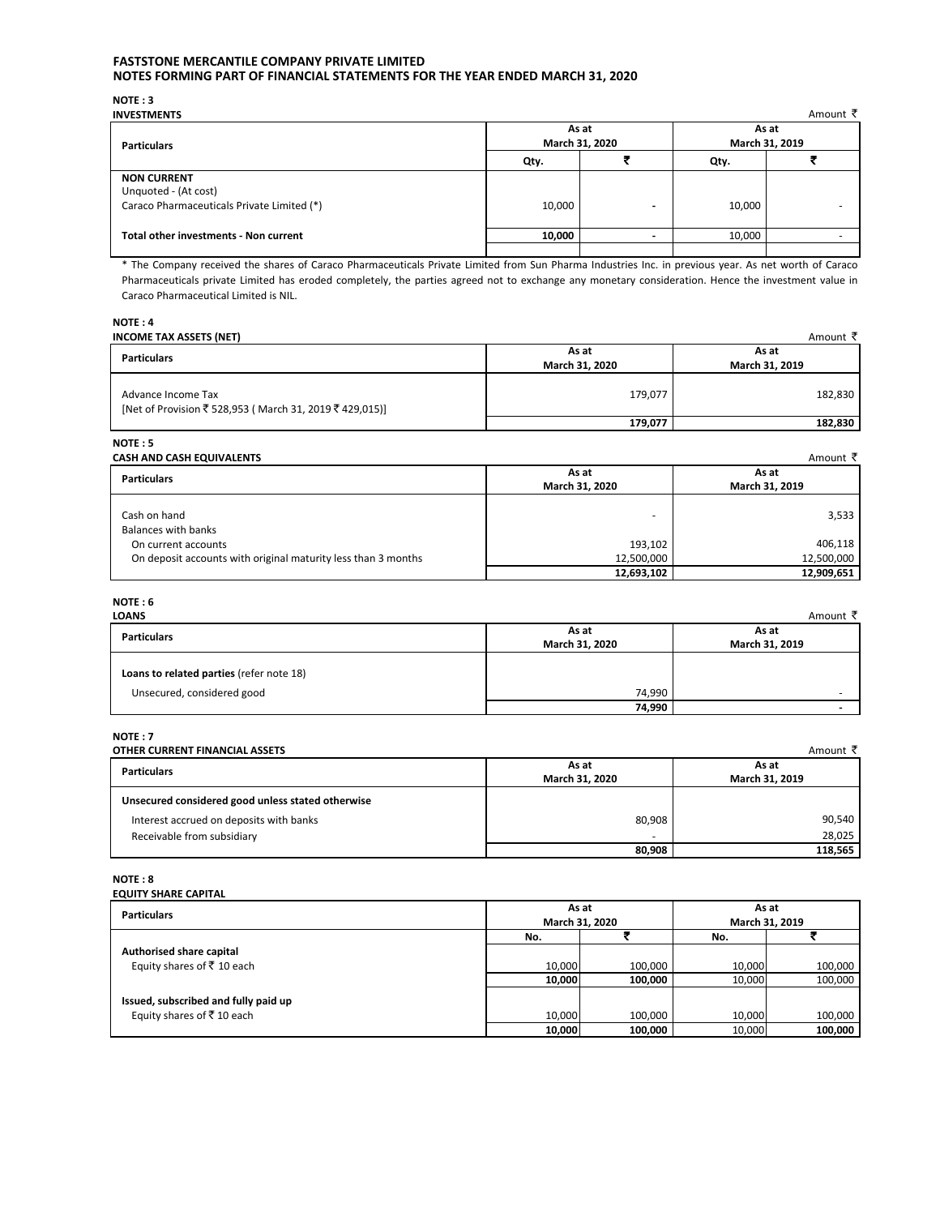**FASTSTONE MERCANTILE COMPANY PRIVATE LIMITED**
**NOTES FORMING PART OF FINANCIAL STATEMENTS FOR THE YEAR ENDED MARCH 31, 2020**

**NOTE : 3**
**INVESTMENTS**

Amount ₹

| Particulars | As at March 31, 2020 | | As at March 31, 2019 | |
|---|---|---|---|---|
| | Qty. | ₹ | Qty. | ₹ |
| **NON CURRENT** | | | | |
| Unquoted - (At cost) | | | | |
| Caraco Pharmaceuticals Private Limited (*) | 10,000 | - | 10,000 | - |
| **Total other investments - Non current** | **10,000** | **-** | 10,000 | - |

* The Company received the shares of Caraco Pharmaceuticals Private Limited from Sun Pharma Industries Inc. in previous year. As net worth of Caraco Pharmaceuticals private Limited has eroded completely, the parties agreed not to exchange any monetary consideration. Hence the investment value in Caraco Pharmaceutical Limited is NIL.

**NOTE : 4**
**INCOME TAX ASSETS (NET)**

Amount ₹

| Particulars | As at March 31, 2020 | As at March 31, 2019 |
|---|---|---|
| Advance Income Tax [Net of Provision ₹ 528,953 ( March 31, 2019 ₹ 429,015)] | 179,077 | 182,830 |
| | **179,077** | **182,830** |

**NOTE : 5**
**CASH AND CASH EQUIVALENTS**

Amount ₹

| Particulars | As at March 31, 2020 | As at March 31, 2019 |
|---|---|---|
| Cash on hand | - | 3,533 |
| Balances with banks | | |
| On current accounts | 193,102 | 406,118 |
| On deposit accounts with original maturity less than 3 months | 12,500,000 | 12,500,000 |
| | **12,693,102** | **12,909,651** |

**NOTE : 6**
**LOANS**

Amount ₹

| Particulars | As at March 31, 2020 | As at March 31, 2019 |
|---|---|---|
| **Loans to related parties** (refer note 18) | | |
| Unsecured, considered good | 74,990 | - |
| | **74,990** | **-** |

**NOTE : 7**
**OTHER CURRENT FINANCIAL ASSETS**

Amount ₹

| Particulars | As at March 31, 2020 | As at March 31, 2019 |
|---|---|---|
| **Unsecured considered good unless stated otherwise** | | |
| Interest accrued on deposits with banks | 80,908 | 90,540 |
| Receivable from subsidiary | - | 28,025 |
| | **80,908** | **118,565** |

**NOTE : 8**
**EQUITY SHARE CAPITAL**

| Particulars | As at March 31, 2020 | | As at March 31, 2019 | |
|---|---|---|---|---|
| | No. | ₹ | No. | ₹ |
| **Authorised share capital** | | | | |
| Equity shares of ₹ 10 each | 10,000 | 100,000 | 10,000 | 100,000 |
| | **10,000** | **100,000** | 10,000 | 100,000 |
| **Issued, subscribed and fully paid up** | | | | |
| Equity shares of ₹ 10 each | 10,000 | 100,000 | 10,000 | 100,000 |
| | **10,000** | **100,000** | 10,000 | **100,000** |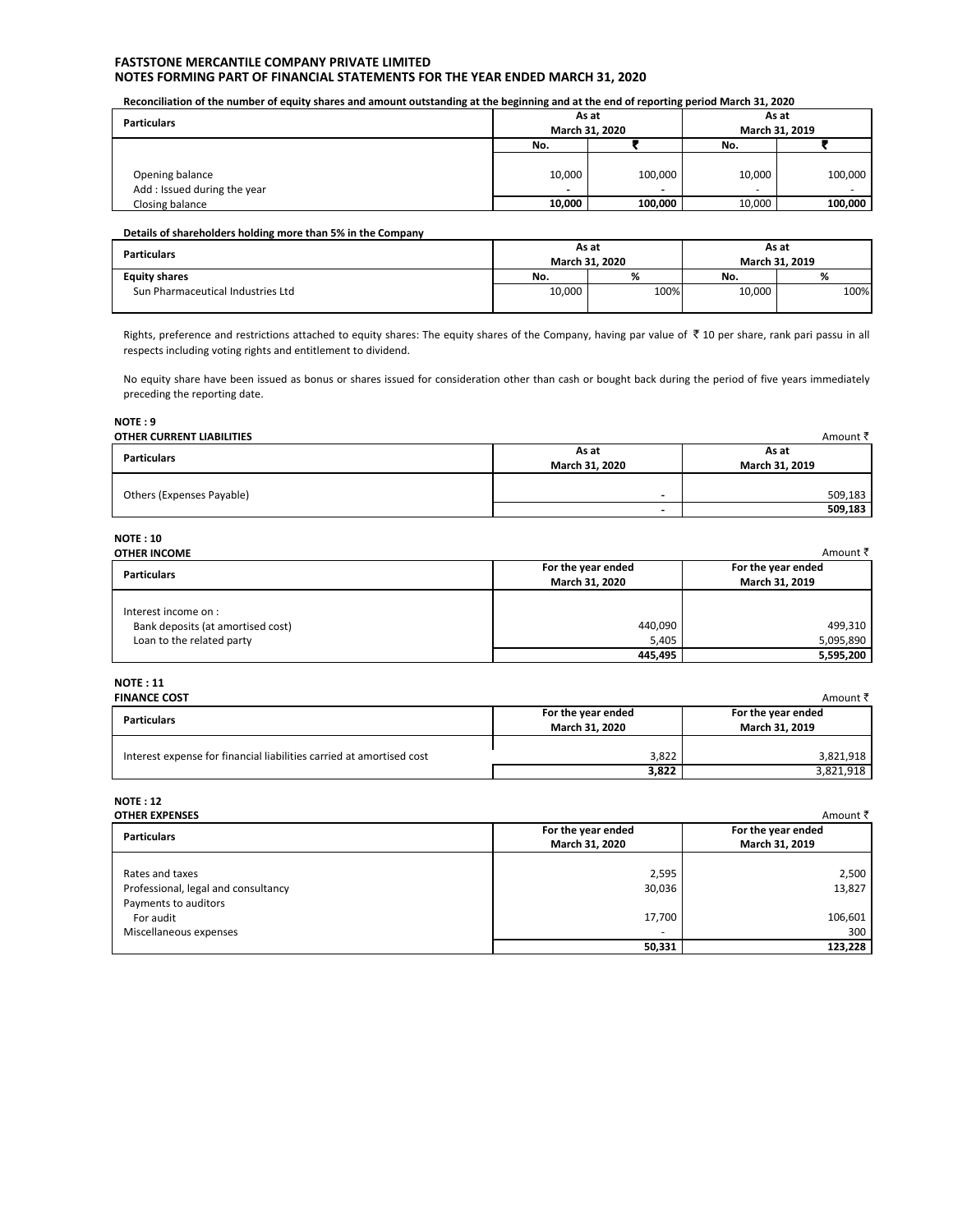**FASTSTONE MERCANTILE COMPANY PRIVATE LIMITED**
**NOTES FORMING PART OF FINANCIAL STATEMENTS FOR THE YEAR ENDED MARCH 31, 2020**

**Reconciliation of the number of equity shares and amount outstanding at the beginning and at the end of reporting period March 31, 2020**

| Particulars | As at March 31, 2020 | | As at March 31, 2019 | |
|---|---|---|---|---|
| | No. | ₹ | No. | ₹ |
| Opening balance | 10,000 | 100,000 | 10,000 | 100,000 |
| Add : Issued during the year | - | - | - | - |
| Closing balance | **10,000** | **100,000** | 10,000 | **100,000** |

**Details of shareholders holding more than 5% in the Company**

| Particulars | As at March 31, 2020 | | As at March 31, 2019 | |
|---|---|---|---|---|
| **Equity shares** | No. | % | No. | % |
| Sun Pharmaceutical Industries Ltd | 10,000 | 100% | 10,000 | 100% |

Rights, preference and restrictions attached to equity shares: The equity shares of the Company, having par value of ₹ 10 per share, rank pari passu in all respects including voting rights and entitlement to dividend.

No equity share have been issued as bonus or shares issued for consideration other than cash or bought back during the period of five years immediately preceding the reporting date.

**NOTE : 9**
**OTHER CURRENT LIABILITIES**

Amount ₹

| Particulars | As at March 31, 2020 | As at March 31, 2019 |
|---|---|---|
| Others (Expenses Payable) | - | 509,183 |
| | - | **509,183** |

**NOTE : 10**
**OTHER INCOME**

Amount ₹

| Particulars | For the year ended March 31, 2020 | For the year ended March 31, 2019 |
|---|---|---|
| Interest income on : | | |
| Bank deposits (at amortised cost) | 440,090 | 499,310 |
| Loan to the related party | 5,405 | 5,095,890 |
| | **445,495** | **5,595,200** |

**NOTE : 11**
**FINANCE COST**

Amount ₹

| Particulars | For the year ended March 31, 2020 | For the year ended March 31, 2019 |
|---|---|---|
| Interest expense for financial liabilities carried at amortised cost | 3,822 | 3,821,918 |
| | **3,822** | 3,821,918 |

**NOTE : 12**
**OTHER EXPENSES**

Amount ₹

| Particulars | For the year ended March 31, 2020 | For the year ended March 31, 2019 |
|---|---|---|
| Rates and taxes | 2,595 | 2,500 |
| Professional, legal and consultancy | 30,036 | 13,827 |
| Payments to auditors | | |
| For audit | 17,700 | 106,601 |
| Miscellaneous expenses | - | 300 |
| | **50,331** | **123,228** |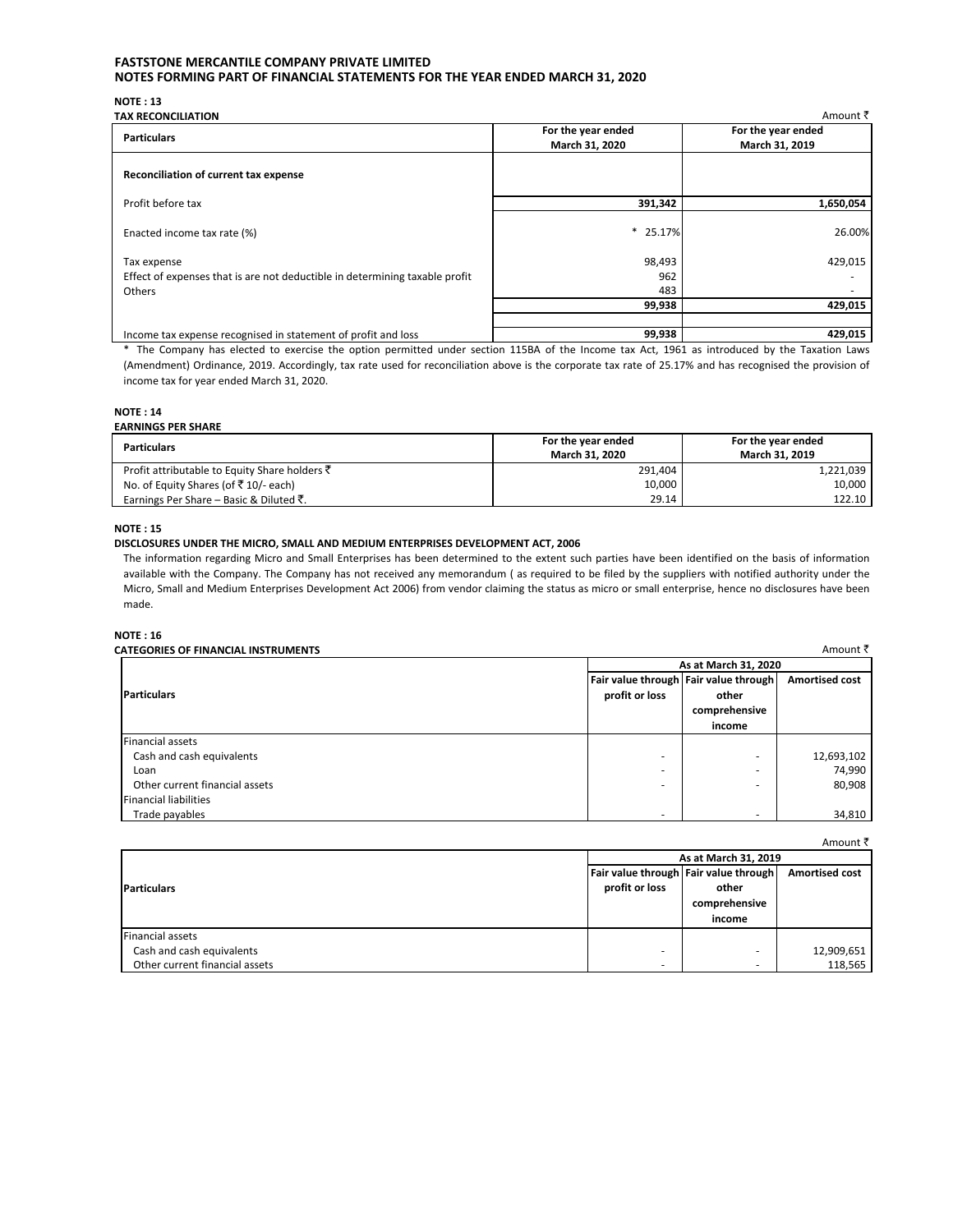# FASTSTONE MERCANTILE COMPANY PRIVATE LIMITED
## NOTES FORMING PART OF FINANCIAL STATEMENTS FOR THE YEAR ENDED MARCH 31, 2020

### NOTE : 13
**TAX RECONCILIATION**

Amount ₹

| Particulars | For the year ended March 31, 2020 | For the year ended March 31, 2019 |
|---|---|---|
| **Reconciliation of current tax expense** | | |
| Profit before tax | **391,342** | **1,650,054** |
| Enacted income tax rate (%) | * 25.17% | 26.00% |
| Tax expense | 98,493 | 429,015 |
| Effect of expenses that is are not deductible in determining taxable profit | 962 | - |
| Others | 483 | - |
| | **99,938** | **429,015** |
| Income tax expense recognised in statement of profit and loss | **99,938** | **429,015** |

* The Company has elected to exercise the option permitted under section 115BA of the Income tax Act, 1961 as introduced by the Taxation Laws (Amendment) Ordinance, 2019. Accordingly, tax rate used for reconciliation above is the corporate tax rate of 25.17% and has recognised the provision of income tax for year ended March 31, 2020.

### NOTE : 14
**EARNINGS PER SHARE**

| Particulars | For the year ended March 31, 2020 | For the year ended March 31, 2019 |
|---|---|---|
| Profit attributable to Equity Share holders ₹ | 291,404 | 1,221,039 |
| No. of Equity Shares (of ₹ 10/- each) | 10,000 | 10,000 |
| Earnings Per Share – Basic & Diluted ₹. | 29.14 | 122.10 |

### NOTE : 15
**DISCLOSURES UNDER THE MICRO, SMALL AND MEDIUM ENTERPRISES DEVELOPMENT ACT, 2006**

The information regarding Micro and Small Enterprises has been determined to the extent such parties have been identified on the basis of information available with the Company. The Company has not received any memorandum ( as required to be filed by the suppliers with notified authority under the Micro, Small and Medium Enterprises Development Act 2006) from vendor claiming the status as micro or small enterprise, hence no disclosures have been made.

### NOTE : 16
**CATEGORIES OF FINANCIAL INSTRUMENTS**

Amount ₹

| Particulars | As at March 31, 2020 | | |
|---|---|---|---|
| | Fair value through profit or loss | Fair value through other comprehensive income | Amortised cost |
| Financial assets | | | |
| Cash and cash equivalents | - | - | 12,693,102 |
| Loan | - | - | 74,990 |
| Other current financial assets | - | - | 80,908 |
| Financial liabilities | | | |
| Trade payables | - | - | 34,810 |

Amount ₹

| Particulars | As at March 31, 2019 | | |
|---|---|---|---|
| | Fair value through profit or loss | Fair value through other comprehensive income | Amortised cost |
| Financial assets | | | |
| Cash and cash equivalents | - | - | 12,909,651 |
| Other current financial assets | - | - | 118,565 |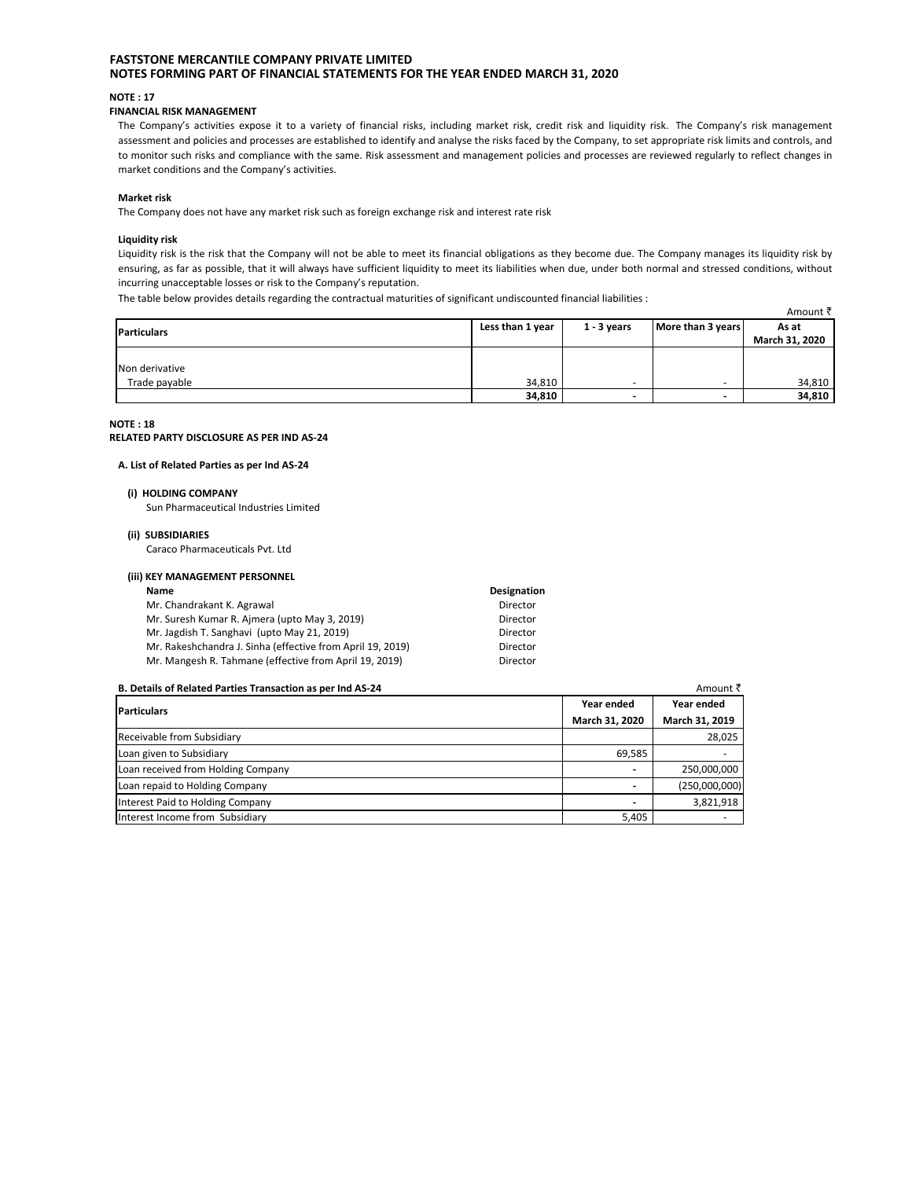FASTSTONE MERCANTILE COMPANY PRIVATE LIMITED
NOTES FORMING PART OF FINANCIAL STATEMENTS FOR THE YEAR ENDED MARCH 31, 2020

## NOTE : 17

### FINANCIAL RISK MANAGEMENT

The Company's activities expose it to a variety of financial risks, including market risk, credit risk and liquidity risk. The Company's risk management assessment and policies and processes are established to identify and analyse the risks faced by the Company, to set appropriate risk limits and controls, and to monitor such risks and compliance with the same. Risk assessment and management policies and processes are reviewed regularly to reflect changes in market conditions and the Company's activities.

**Market risk**

The Company does not have any market risk such as foreign exchange risk and interest rate risk

**Liquidity risk**

Liquidity risk is the risk that the Company will not be able to meet its financial obligations as they become due. The Company manages its liquidity risk by ensuring, as far as possible, that it will always have sufficient liquidity to meet its liabilities when due, under both normal and stressed conditions, without incurring unacceptable losses or risk to the Company's reputation.

The table below provides details regarding the contractual maturities of significant undiscounted financial liabilities :

Amount ₹

| Particulars | Less than 1 year | 1 - 3 years | More than 3 years | As at March 31, 2020 |
|---|---|---|---|---|
| Non derivative | | | | |
| Trade payable | 34,810 | - | - | 34,810 |
| | **34,810** | **-** | **-** | **34,810** |

## NOTE : 18

### RELATED PARTY DISCLOSURE AS PER IND AS-24

**A. List of Related Parties as per Ind AS-24**

**(i) HOLDING COMPANY**

Sun Pharmaceutical Industries Limited

**(ii) SUBSIDIARIES**

Caraco Pharmaceuticals Pvt. Ltd

**(iii) KEY MANAGEMENT PERSONNEL**

| Name | Designation |
|---|---|
| Mr. Chandrakant K. Agrawal | Director |
| Mr. Suresh Kumar R. Ajmera (upto May 3, 2019) | Director |
| Mr. Jagdish T. Sanghavi (upto May 21, 2019) | Director |
| Mr. Rakeshchandra J. Sinha (effective from April 19, 2019) | Director |
| Mr. Mangesh R. Tahmane (effective from April 19, 2019) | Director |

**B. Details of Related Parties Transaction as per Ind AS-24**

Amount ₹

| Particulars | Year ended March 31, 2020 | Year ended March 31, 2019 |
|---|---|---|
| Receivable from Subsidiary | | 28,025 |
| Loan given to Subsidiary | 69,585 | - |
| Loan received from Holding Company | - | 250,000,000 |
| Loan repaid to Holding Company | - | (250,000,000) |
| Interest Paid to Holding Company | - | 3,821,918 |
| Interest Income from Subsidiary | 5,405 | - |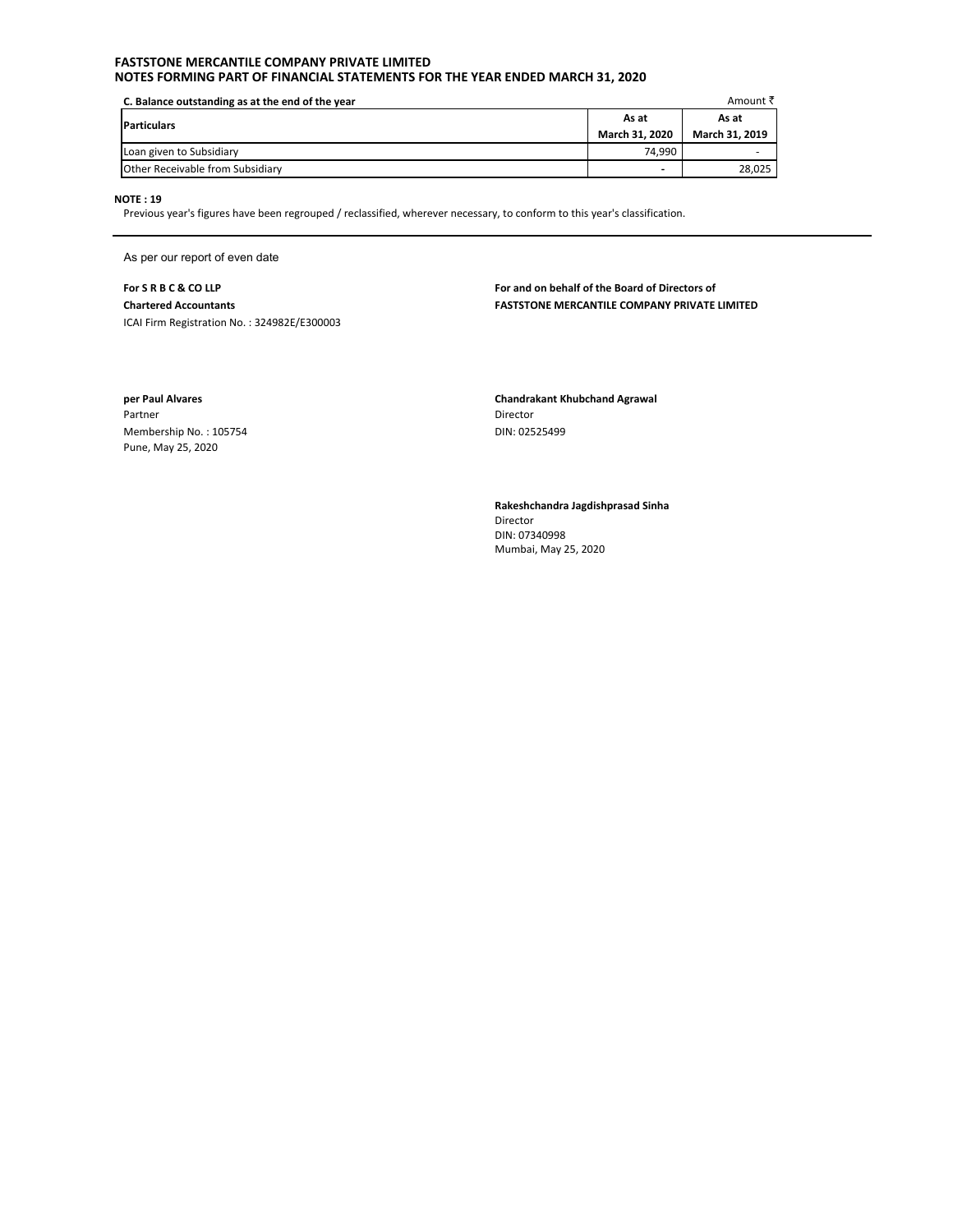**FASTSTONE MERCANTILE COMPANY PRIVATE LIMITED**
**NOTES FORMING PART OF FINANCIAL STATEMENTS FOR THE YEAR ENDED MARCH 31, 2020**

**C. Balance outstanding as at the end of the year**

Amount ₹

| Particulars | As at March 31, 2020 | As at March 31, 2019 |
|---|---|---|
| Loan given to Subsidiary | 74,990 | - |
| Other Receivable from Subsidiary | - | 28,025 |

**NOTE : 19**

Previous year's figures have been regrouped / reclassified, wherever necessary, to conform to this year's classification.

As per our report of even date

**For S R B C & CO LLP**
**Chartered Accountants**
ICAI Firm Registration No. : 324982E/E300003

**per Paul Alvares**
Partner
Membership No. : 105754
Pune, May 25, 2020

**For and on behalf of the Board of Directors of**
**FASTSTONE MERCANTILE COMPANY PRIVATE LIMITED**

**Chandrakant Khubchand Agrawal**
Director
DIN: 02525499

**Rakeshchandra Jagdishprasad Sinha**
Director
DIN: 07340998
Mumbai, May 25, 2020